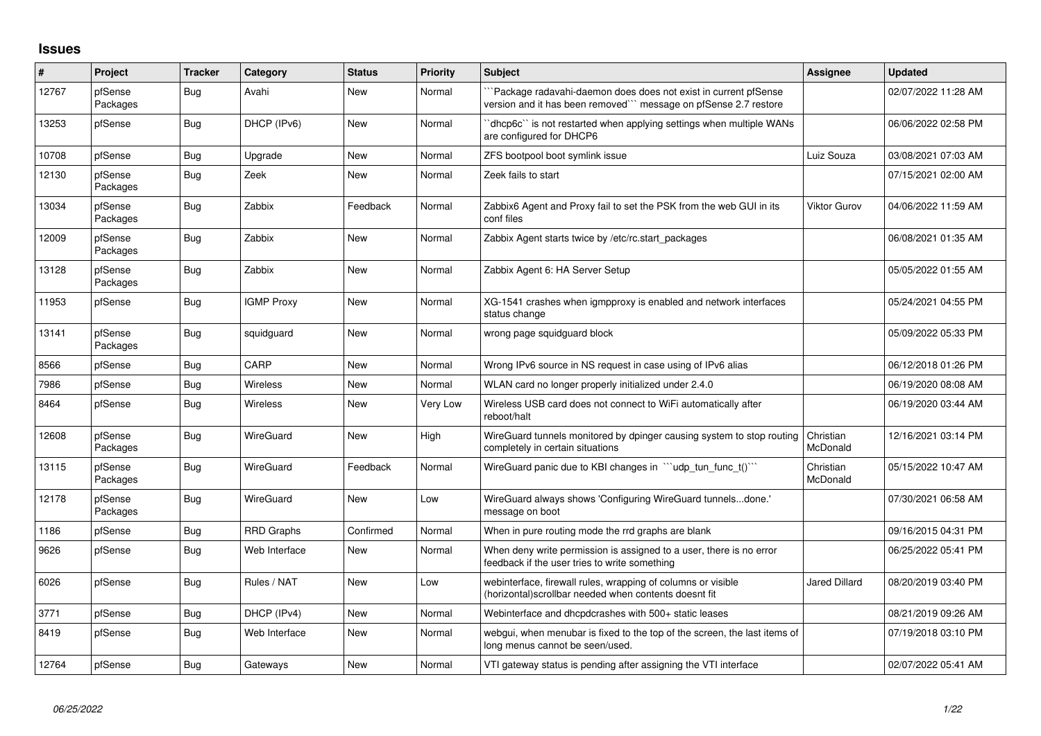## Issues

| # | Project | Tracker | Category | Status | Priority | Subject | Assignee | Updated |
|---|---|---|---|---|---|---|---|---|
| 12767 | pfSense Packages | Bug | Avahi | New | Normal | ```Package radavahi-daemon does does not exist in current pfSense version and it has been removed``` message on pfSense 2.7 restore | | 02/07/2022 11:28 AM |
| 13253 | pfSense | Bug | DHCP (IPv6) | New | Normal | ``dhcp6c`` is not restarted when applying settings when multiple WANs are configured for DHCP6 | | 06/06/2022 02:58 PM |
| 10708 | pfSense | Bug | Upgrade | New | Normal | ZFS bootpool boot symlink issue | Luiz Souza | 03/08/2021 07:03 AM |
| 12130 | pfSense Packages | Bug | Zeek | New | Normal | Zeek fails to start | | 07/15/2021 02:00 AM |
| 13034 | pfSense Packages | Bug | Zabbix | Feedback | Normal | Zabbix6 Agent and Proxy fail to set the PSK from the web GUI in its conf files | Viktor Gurov | 04/06/2022 11:59 AM |
| 12009 | pfSense Packages | Bug | Zabbix | New | Normal | Zabbix Agent starts twice by /etc/rc.start_packages | | 06/08/2021 01:35 AM |
| 13128 | pfSense Packages | Bug | Zabbix | New | Normal | Zabbix Agent 6: HA Server Setup | | 05/05/2022 01:55 AM |
| 11953 | pfSense | Bug | IGMP Proxy | New | Normal | XG-1541 crashes when igmpproxy is enabled and network interfaces status change | | 05/24/2021 04:55 PM |
| 13141 | pfSense Packages | Bug | squidguard | New | Normal | wrong page squidguard block | | 05/09/2022 05:33 PM |
| 8566 | pfSense | Bug | CARP | New | Normal | Wrong IPv6 source in NS request in case using of IPv6 alias | | 06/12/2018 01:26 PM |
| 7986 | pfSense | Bug | Wireless | New | Normal | WLAN card no longer properly initialized under 2.4.0 | | 06/19/2020 08:08 AM |
| 8464 | pfSense | Bug | Wireless | New | Very Low | Wireless USB card does not connect to WiFi automatically after reboot/halt | | 06/19/2020 03:44 AM |
| 12608 | pfSense Packages | Bug | WireGuard | New | High | WireGuard tunnels monitored by dpinger causing system to stop routing completely in certain situations | Christian McDonald | 12/16/2021 03:14 PM |
| 13115 | pfSense Packages | Bug | WireGuard | Feedback | Normal | WireGuard panic due to KBI changes in ```udp_tun_func_t()``` | Christian McDonald | 05/15/2022 10:47 AM |
| 12178 | pfSense Packages | Bug | WireGuard | New | Low | WireGuard always shows 'Configuring WireGuard tunnels...done.' message on boot | | 07/30/2021 06:58 AM |
| 1186 | pfSense | Bug | RRD Graphs | Confirmed | Normal | When in pure routing mode the rrd graphs are blank | | 09/16/2015 04:31 PM |
| 9626 | pfSense | Bug | Web Interface | New | Normal | When deny write permission is assigned to a user, there is no error feedback if the user tries to write something | | 06/25/2022 05:41 PM |
| 6026 | pfSense | Bug | Rules / NAT | New | Low | webinterface, firewall rules, wrapping of columns or visible (horizontal)scrollbar needed when contents doesnt fit | Jared Dillard | 08/20/2019 03:40 PM |
| 3771 | pfSense | Bug | DHCP (IPv4) | New | Normal | Webinterface and dhcpdcrashes with 500+ static leases | | 08/21/2019 09:26 AM |
| 8419 | pfSense | Bug | Web Interface | New | Normal | webgui, when menubar is fixed to the top of the screen, the last items of long menus cannot be seen/used. | | 07/19/2018 03:10 PM |
| 12764 | pfSense | Bug | Gateways | New | Normal | VTI gateway status is pending after assigning the VTI interface | | 02/07/2022 05:41 AM |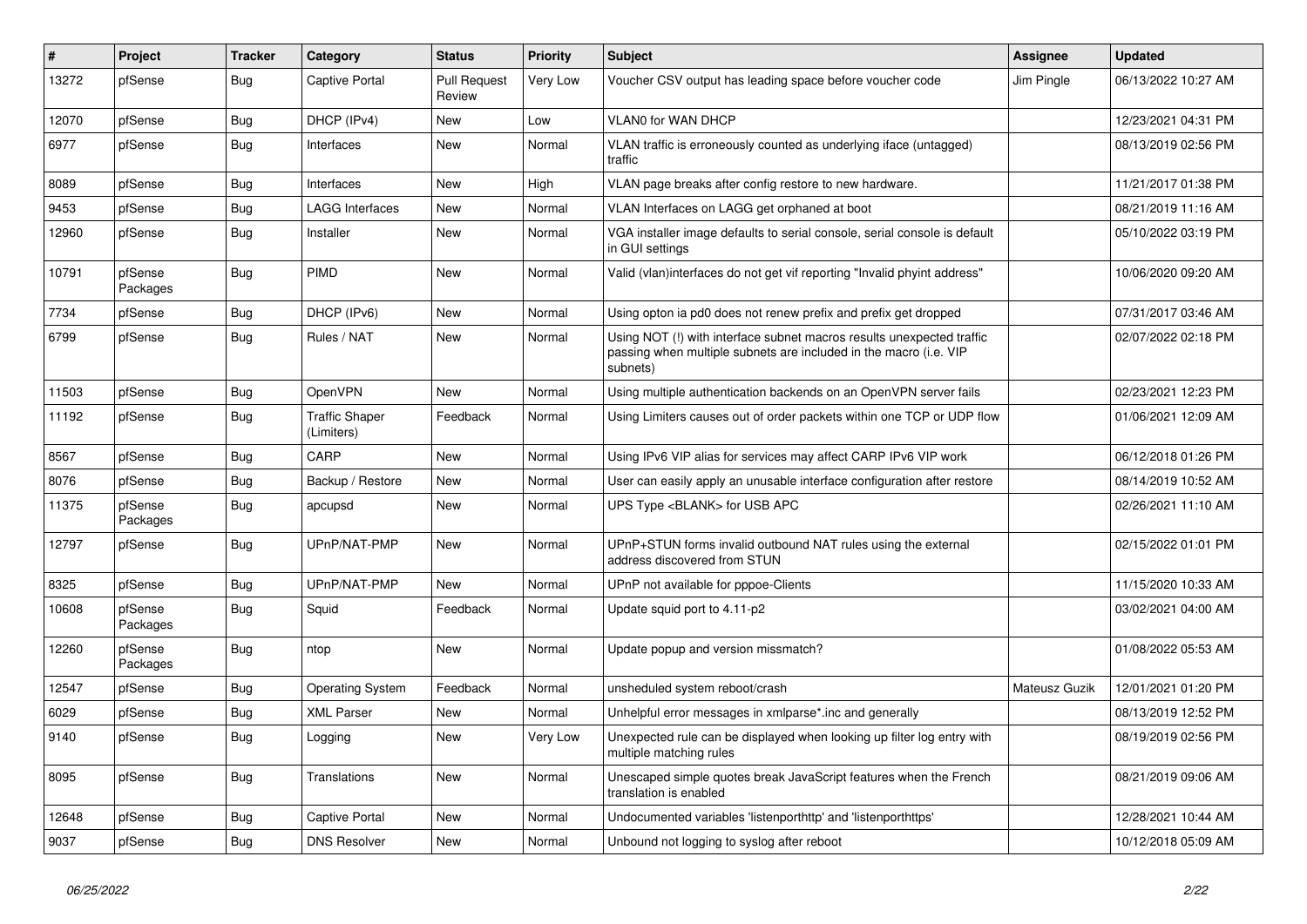| # | Project | Tracker | Category | Status | Priority | Subject | Assignee | Updated |
|---|---|---|---|---|---|---|---|---|
| 13272 | pfSense | Bug | Captive Portal | Pull Request Review | Very Low | Voucher CSV output has leading space before voucher code | Jim Pingle | 06/13/2022 10:27 AM |
| 12070 | pfSense | Bug | DHCP (IPv4) | New | Low | VLAN0 for WAN DHCP | | 12/23/2021 04:31 PM |
| 6977 | pfSense | Bug | Interfaces | New | Normal | VLAN traffic is erroneously counted as underlying iface (untagged) traffic | | 08/13/2019 02:56 PM |
| 8089 | pfSense | Bug | Interfaces | New | High | VLAN page breaks after config restore to new hardware. | | 11/21/2017 01:38 PM |
| 9453 | pfSense | Bug | LAGG Interfaces | New | Normal | VLAN Interfaces on LAGG get orphaned at boot | | 08/21/2019 11:16 AM |
| 12960 | pfSense | Bug | Installer | New | Normal | VGA installer image defaults to serial console, serial console is default in GUI settings | | 05/10/2022 03:19 PM |
| 10791 | pfSense Packages | Bug | PIMD | New | Normal | Valid (vlan)interfaces do not get vif reporting "Invalid phyint address" | | 10/06/2020 09:20 AM |
| 7734 | pfSense | Bug | DHCP (IPv6) | New | Normal | Using opton ia pd0 does not renew prefix and prefix get dropped | | 07/31/2017 03:46 AM |
| 6799 | pfSense | Bug | Rules / NAT | New | Normal | Using NOT (!) with interface subnet macros results unexpected traffic passing when multiple subnets are included in the macro (i.e. VIP subnets) | | 02/07/2022 02:18 PM |
| 11503 | pfSense | Bug | OpenVPN | New | Normal | Using multiple authentication backends on an OpenVPN server fails | | 02/23/2021 12:23 PM |
| 11192 | pfSense | Bug | Traffic Shaper (Limiters) | Feedback | Normal | Using Limiters causes out of order packets within one TCP or UDP flow | | 01/06/2021 12:09 AM |
| 8567 | pfSense | Bug | CARP | New | Normal | Using IPv6 VIP alias for services may affect CARP IPv6 VIP work | | 06/12/2018 01:26 PM |
| 8076 | pfSense | Bug | Backup / Restore | New | Normal | User can easily apply an unusable interface configuration after restore | | 08/14/2019 10:52 AM |
| 11375 | pfSense Packages | Bug | apcupsd | New | Normal | UPS Type <BLANK> for USB APC | | 02/26/2021 11:10 AM |
| 12797 | pfSense | Bug | UPnP/NAT-PMP | New | Normal | UPnP+STUN forms invalid outbound NAT rules using the external address discovered from STUN | | 02/15/2022 01:01 PM |
| 8325 | pfSense | Bug | UPnP/NAT-PMP | New | Normal | UPnP not available for pppoe-Clients | | 11/15/2020 10:33 AM |
| 10608 | pfSense Packages | Bug | Squid | Feedback | Normal | Update squid port to 4.11-p2 | | 03/02/2021 04:00 AM |
| 12260 | pfSense Packages | Bug | ntop | New | Normal | Update popup and version missmatch? | | 01/08/2022 05:53 AM |
| 12547 | pfSense | Bug | Operating System | Feedback | Normal | unsheduled system reboot/crash | Mateusz Guzik | 12/01/2021 01:20 PM |
| 6029 | pfSense | Bug | XML Parser | New | Normal | Unhelpful error messages in xmlparse*.inc and generally | | 08/13/2019 12:52 PM |
| 9140 | pfSense | Bug | Logging | New | Very Low | Unexpected rule can be displayed when looking up filter log entry with multiple matching rules | | 08/19/2019 02:56 PM |
| 8095 | pfSense | Bug | Translations | New | Normal | Unescaped simple quotes break JavaScript features when the French translation is enabled | | 08/21/2019 09:06 AM |
| 12648 | pfSense | Bug | Captive Portal | New | Normal | Undocumented variables 'listenporthttp' and 'listenporthttps' | | 12/28/2021 10:44 AM |
| 9037 | pfSense | Bug | DNS Resolver | New | Normal | Unbound not logging to syslog after reboot | | 10/12/2018 05:09 AM |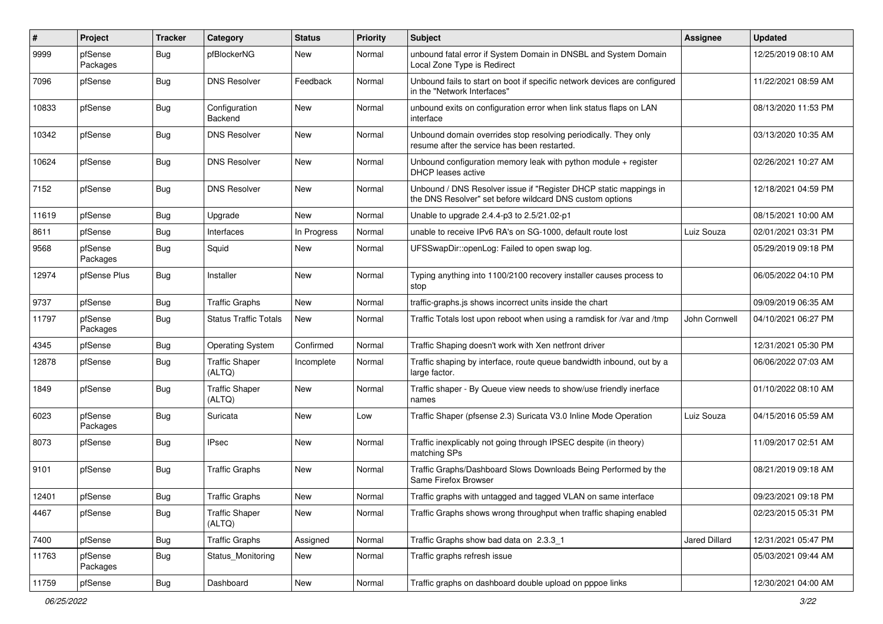| # | Project | Tracker | Category | Status | Priority | Subject | Assignee | Updated |
|---|---|---|---|---|---|---|---|---|
| 9999 | pfSense Packages | Bug | pfBlockerNG | New | Normal | unbound fatal error if System Domain in DNSBL and System Domain Local Zone Type is Redirect | | 12/25/2019 08:10 AM |
| 7096 | pfSense | Bug | DNS Resolver | Feedback | Normal | Unbound fails to start on boot if specific network devices are configured in the "Network Interfaces" | | 11/22/2021 08:59 AM |
| 10833 | pfSense | Bug | Configuration Backend | New | Normal | unbound exits on configuration error when link status flaps on LAN interface | | 08/13/2020 11:53 PM |
| 10342 | pfSense | Bug | DNS Resolver | New | Normal | Unbound domain overrides stop resolving periodically. They only resume after the service has been restarted. | | 03/13/2020 10:35 AM |
| 10624 | pfSense | Bug | DNS Resolver | New | Normal | Unbound configuration memory leak with python module + register DHCP leases active | | 02/26/2021 10:27 AM |
| 7152 | pfSense | Bug | DNS Resolver | New | Normal | Unbound / DNS Resolver issue if "Register DHCP static mappings in the DNS Resolver" set before wildcard DNS custom options | | 12/18/2021 04:59 PM |
| 11619 | pfSense | Bug | Upgrade | New | Normal | Unable to upgrade 2.4.4-p3 to 2.5/21.02-p1 | | 08/15/2021 10:00 AM |
| 8611 | pfSense | Bug | Interfaces | In Progress | Normal | unable to receive IPv6 RA's on SG-1000, default route lost | Luiz Souza | 02/01/2021 03:31 PM |
| 9568 | pfSense Packages | Bug | Squid | New | Normal | UFSSwapDir::openLog: Failed to open swap log. | | 05/29/2019 09:18 PM |
| 12974 | pfSense Plus | Bug | Installer | New | Normal | Typing anything into 1100/2100 recovery installer causes process to stop | | 06/05/2022 04:10 PM |
| 9737 | pfSense | Bug | Traffic Graphs | New | Normal | traffic-graphs.js shows incorrect units inside the chart | | 09/09/2019 06:35 AM |
| 11797 | pfSense Packages | Bug | Status Traffic Totals | New | Normal | Traffic Totals lost upon reboot when using a ramdisk for /var and /tmp | John Cornwell | 04/10/2021 06:27 PM |
| 4345 | pfSense | Bug | Operating System | Confirmed | Normal | Traffic Shaping doesn't work with Xen netfront driver | | 12/31/2021 05:30 PM |
| 12878 | pfSense | Bug | Traffic Shaper (ALTQ) | Incomplete | Normal | Traffic shaping by interface, route queue bandwidth inbound, out by a large factor. | | 06/06/2022 07:03 AM |
| 1849 | pfSense | Bug | Traffic Shaper (ALTQ) | New | Normal | Traffic shaper - By Queue view needs to show/use friendly inerface names | | 01/10/2022 08:10 AM |
| 6023 | pfSense Packages | Bug | Suricata | New | Low | Traffic Shaper (pfsense 2.3) Suricata V3.0 Inline Mode Operation | Luiz Souza | 04/15/2016 05:59 AM |
| 8073 | pfSense | Bug | IPsec | New | Normal | Traffic inexplicably not going through IPSEC despite (in theory) matching SPs | | 11/09/2017 02:51 AM |
| 9101 | pfSense | Bug | Traffic Graphs | New | Normal | Traffic Graphs/Dashboard Slows Downloads Being Performed by the Same Firefox Browser | | 08/21/2019 09:18 AM |
| 12401 | pfSense | Bug | Traffic Graphs | New | Normal | Traffic graphs with untagged and tagged VLAN on same interface | | 09/23/2021 09:18 PM |
| 4467 | pfSense | Bug | Traffic Shaper (ALTQ) | New | Normal | Traffic Graphs shows wrong throughput when traffic shaping enabled | | 02/23/2015 05:31 PM |
| 7400 | pfSense | Bug | Traffic Graphs | Assigned | Normal | Traffic Graphs show bad data on 2.3.3_1 | Jared Dillard | 12/31/2021 05:47 PM |
| 11763 | pfSense Packages | Bug | Status_Monitoring | New | Normal | Traffic graphs refresh issue | | 05/03/2021 09:44 AM |
| 11759 | pfSense | Bug | Dashboard | New | Normal | Traffic graphs on dashboard double upload on pppoe links | | 12/30/2021 04:00 AM |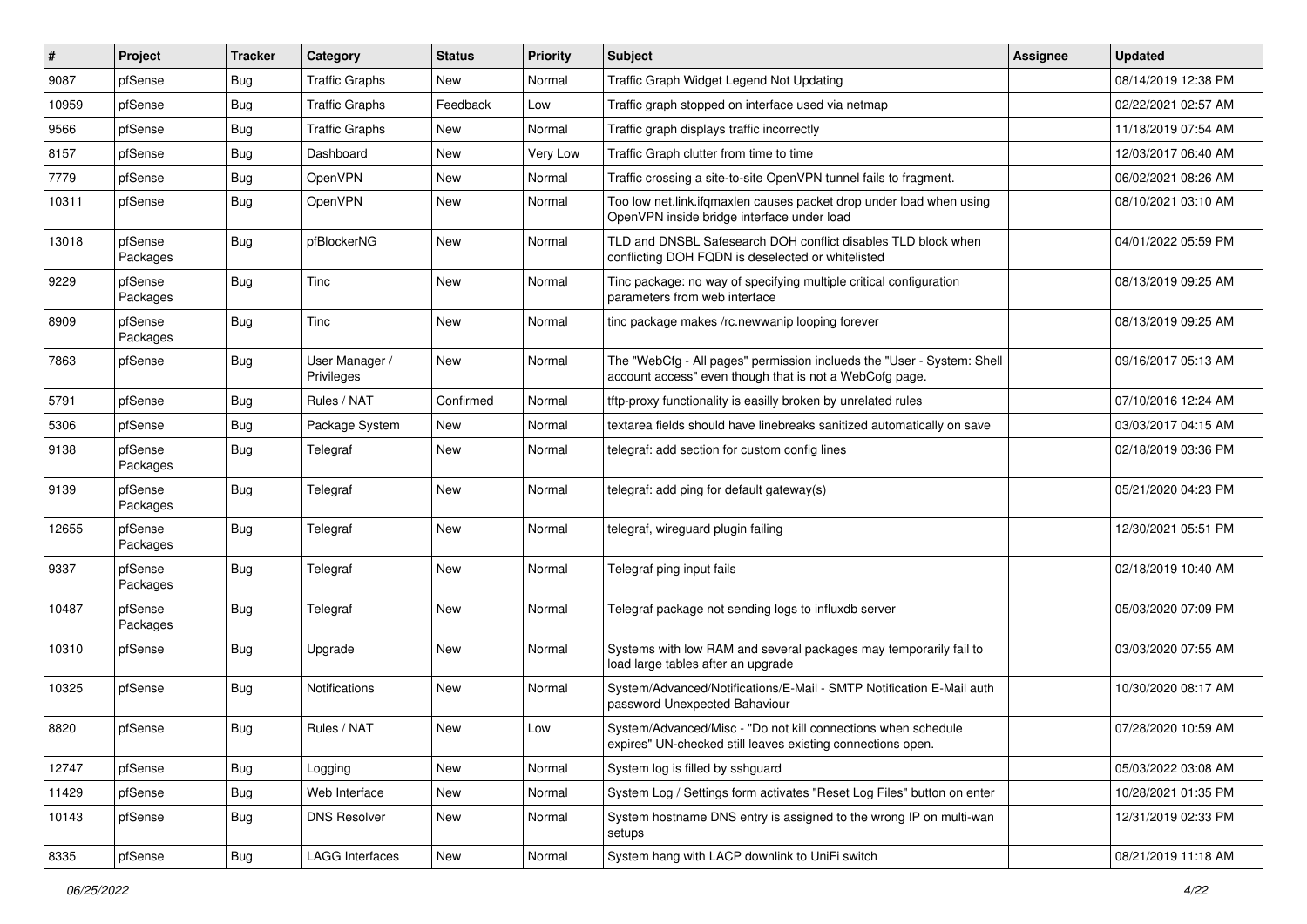| # | Project | Tracker | Category | Status | Priority | Subject | Assignee | Updated |
|---|---|---|---|---|---|---|---|---|
| 9087 | pfSense | Bug | Traffic Graphs | New | Normal | Traffic Graph Widget Legend Not Updating | | 08/14/2019 12:38 PM |
| 10959 | pfSense | Bug | Traffic Graphs | Feedback | Low | Traffic graph stopped on interface used via netmap | | 02/22/2021 02:57 AM |
| 9566 | pfSense | Bug | Traffic Graphs | New | Normal | Traffic graph displays traffic incorrectly | | 11/18/2019 07:54 AM |
| 8157 | pfSense | Bug | Dashboard | New | Very Low | Traffic Graph clutter from time to time | | 12/03/2017 06:40 AM |
| 7779 | pfSense | Bug | OpenVPN | New | Normal | Traffic crossing a site-to-site OpenVPN tunnel fails to fragment. | | 06/02/2021 08:26 AM |
| 10311 | pfSense | Bug | OpenVPN | New | Normal | Too low net.link.ifqmaxlen causes packet drop under load when using OpenVPN inside bridge interface under load | | 08/10/2021 03:10 AM |
| 13018 | pfSense Packages | Bug | pfBlockerNG | New | Normal | TLD and DNSBL Safesearch DOH conflict disables TLD block when conflicting DOH FQDN is deselected or whitelisted | | 04/01/2022 05:59 PM |
| 9229 | pfSense Packages | Bug | Tinc | New | Normal | Tinc package: no way of specifying multiple critical configuration parameters from web interface | | 08/13/2019 09:25 AM |
| 8909 | pfSense Packages | Bug | Tinc | New | Normal | tinc package makes /rc.newwanip looping forever | | 08/13/2019 09:25 AM |
| 7863 | pfSense | Bug | User Manager / Privileges | New | Normal | The "WebCfg - All pages" permission inclueds the "User - System: Shell account access" even though that is not a WebCofg page. | | 09/16/2017 05:13 AM |
| 5791 | pfSense | Bug | Rules / NAT | Confirmed | Normal | tftp-proxy functionality is easilly broken by unrelated rules | | 07/10/2016 12:24 AM |
| 5306 | pfSense | Bug | Package System | New | Normal | textarea fields should have linebreaks sanitized automatically on save | | 03/03/2017 04:15 AM |
| 9138 | pfSense Packages | Bug | Telegraf | New | Normal | telegraf: add section for custom config lines | | 02/18/2019 03:36 PM |
| 9139 | pfSense Packages | Bug | Telegraf | New | Normal | telegraf: add ping for default gateway(s) | | 05/21/2020 04:23 PM |
| 12655 | pfSense Packages | Bug | Telegraf | New | Normal | telegraf, wireguard plugin failing | | 12/30/2021 05:51 PM |
| 9337 | pfSense Packages | Bug | Telegraf | New | Normal | Telegraf ping input fails | | 02/18/2019 10:40 AM |
| 10487 | pfSense Packages | Bug | Telegraf | New | Normal | Telegraf package not sending logs to influxdb server | | 05/03/2020 07:09 PM |
| 10310 | pfSense | Bug | Upgrade | New | Normal | Systems with low RAM and several packages may temporarily fail to load large tables after an upgrade | | 03/03/2020 07:55 AM |
| 10325 | pfSense | Bug | Notifications | New | Normal | System/Advanced/Notifications/E-Mail - SMTP Notification E-Mail auth password Unexpected Bahaviour | | 10/30/2020 08:17 AM |
| 8820 | pfSense | Bug | Rules / NAT | New | Low | System/Advanced/Misc - "Do not kill connections when schedule expires" UN-checked still leaves existing connections open. | | 07/28/2020 10:59 AM |
| 12747 | pfSense | Bug | Logging | New | Normal | System log is filled by sshguard | | 05/03/2022 03:08 AM |
| 11429 | pfSense | Bug | Web Interface | New | Normal | System Log / Settings form activates "Reset Log Files" button on enter | | 10/28/2021 01:35 PM |
| 10143 | pfSense | Bug | DNS Resolver | New | Normal | System hostname DNS entry is assigned to the wrong IP on multi-wan setups | | 12/31/2019 02:33 PM |
| 8335 | pfSense | Bug | LAGG Interfaces | New | Normal | System hang with LACP downlink to UniFi switch | | 08/21/2019 11:18 AM |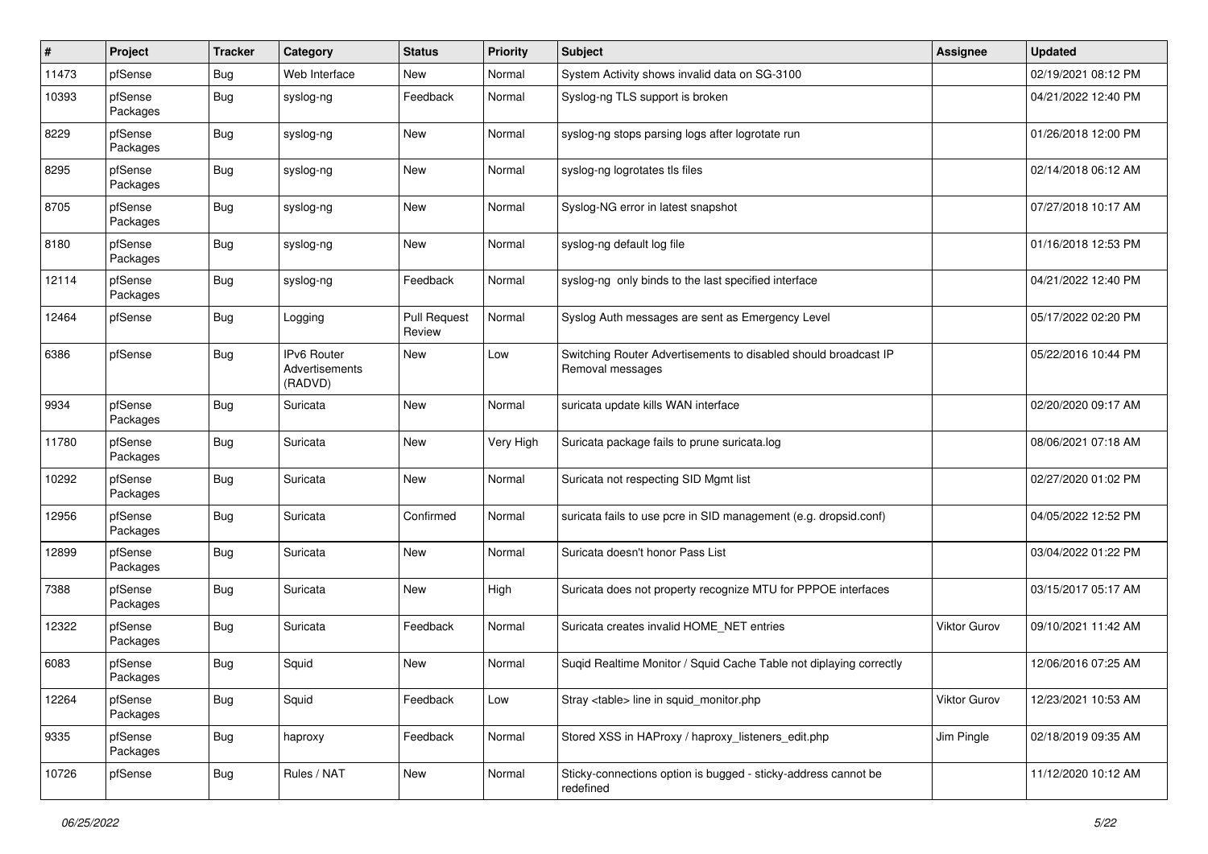| # | Project | Tracker | Category | Status | Priority | Subject | Assignee | Updated |
|---|---|---|---|---|---|---|---|---|
| 11473 | pfSense | Bug | Web Interface | New | Normal | System Activity shows invalid data on SG-3100 | | 02/19/2021 08:12 PM |
| 10393 | pfSense Packages | Bug | syslog-ng | Feedback | Normal | Syslog-ng TLS support is broken | | 04/21/2022 12:40 PM |
| 8229 | pfSense Packages | Bug | syslog-ng | New | Normal | syslog-ng stops parsing logs after logrotate run | | 01/26/2018 12:00 PM |
| 8295 | pfSense Packages | Bug | syslog-ng | New | Normal | syslog-ng logrotates tls files | | 02/14/2018 06:12 AM |
| 8705 | pfSense Packages | Bug | syslog-ng | New | Normal | Syslog-NG error in latest snapshot | | 07/27/2018 10:17 AM |
| 8180 | pfSense Packages | Bug | syslog-ng | New | Normal | syslog-ng default log file | | 01/16/2018 12:53 PM |
| 12114 | pfSense Packages | Bug | syslog-ng | Feedback | Normal | syslog-ng only binds to the last specified interface | | 04/21/2022 12:40 PM |
| 12464 | pfSense | Bug | Logging | Pull Request Review | Normal | Syslog Auth messages are sent as Emergency Level | | 05/17/2022 02:20 PM |
| 6386 | pfSense | Bug | IPv6 Router Advertisements (RADVD) | New | Low | Switching Router Advertisements to disabled should broadcast IP Removal messages | | 05/22/2016 10:44 PM |
| 9934 | pfSense Packages | Bug | Suricata | New | Normal | suricata update kills WAN interface | | 02/20/2020 09:17 AM |
| 11780 | pfSense Packages | Bug | Suricata | New | Very High | Suricata package fails to prune suricata.log | | 08/06/2021 07:18 AM |
| 10292 | pfSense Packages | Bug | Suricata | New | Normal | Suricata not respecting SID Mgmt list | | 02/27/2020 01:02 PM |
| 12956 | pfSense Packages | Bug | Suricata | Confirmed | Normal | suricata fails to use pcre in SID management (e.g. dropsid.conf) | | 04/05/2022 12:52 PM |
| 12899 | pfSense Packages | Bug | Suricata | New | Normal | Suricata doesn't honor Pass List | | 03/04/2022 01:22 PM |
| 7388 | pfSense Packages | Bug | Suricata | New | High | Suricata does not property recognize MTU for PPPOE interfaces | | 03/15/2017 05:17 AM |
| 12322 | pfSense Packages | Bug | Suricata | Feedback | Normal | Suricata creates invalid HOME_NET entries | Viktor Gurov | 09/10/2021 11:42 AM |
| 6083 | pfSense Packages | Bug | Squid | New | Normal | Suqid Realtime Monitor / Squid Cache Table not diplaying correctly | | 12/06/2016 07:25 AM |
| 12264 | pfSense Packages | Bug | Squid | Feedback | Low | Stray <table> line in squid_monitor.php | Viktor Gurov | 12/23/2021 10:53 AM |
| 9335 | pfSense Packages | Bug | haproxy | Feedback | Normal | Stored XSS in HAProxy / haproxy_listeners_edit.php | Jim Pingle | 02/18/2019 09:35 AM |
| 10726 | pfSense | Bug | Rules / NAT | New | Normal | Sticky-connections option is bugged - sticky-address cannot be redefined | | 11/12/2020 10:12 AM |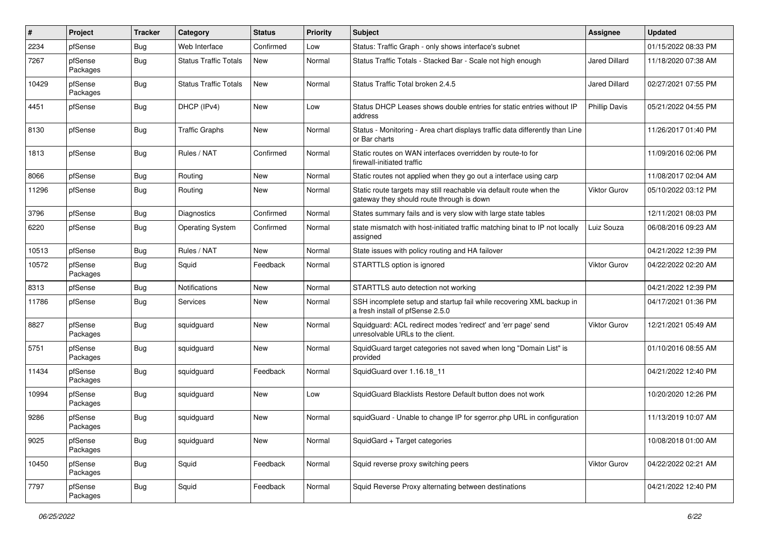| # | Project | Tracker | Category | Status | Priority | Subject | Assignee | Updated |
|---|---|---|---|---|---|---|---|---|
| 2234 | pfSense | Bug | Web Interface | Confirmed | Low | Status: Traffic Graph - only shows interface's subnet | | 01/15/2022 08:33 PM |
| 7267 | pfSense Packages | Bug | Status Traffic Totals | New | Normal | Status Traffic Totals - Stacked Bar - Scale not high enough | Jared Dillard | 11/18/2020 07:38 AM |
| 10429 | pfSense Packages | Bug | Status Traffic Totals | New | Normal | Status Traffic Total broken 2.4.5 | Jared Dillard | 02/27/2021 07:55 PM |
| 4451 | pfSense | Bug | DHCP (IPv4) | New | Low | Status DHCP Leases shows double entries for static entries without IP address | Phillip Davis | 05/21/2022 04:55 PM |
| 8130 | pfSense | Bug | Traffic Graphs | New | Normal | Status - Monitoring - Area chart displays traffic data differently than Line or Bar charts | | 11/26/2017 01:40 PM |
| 1813 | pfSense | Bug | Rules / NAT | Confirmed | Normal | Static routes on WAN interfaces overridden by route-to for firewall-initiated traffic | | 11/09/2016 02:06 PM |
| 8066 | pfSense | Bug | Routing | New | Normal | Static routes not applied when they go out a interface using carp | | 11/08/2017 02:04 AM |
| 11296 | pfSense | Bug | Routing | New | Normal | Static route targets may still reachable via default route when the gateway they should route through is down | Viktor Gurov | 05/10/2022 03:12 PM |
| 3796 | pfSense | Bug | Diagnostics | Confirmed | Normal | States summary fails and is very slow with large state tables | | 12/11/2021 08:03 PM |
| 6220 | pfSense | Bug | Operating System | Confirmed | Normal | state mismatch with host-initiated traffic matching binat to IP not locally assigned | Luiz Souza | 06/08/2016 09:23 AM |
| 10513 | pfSense | Bug | Rules / NAT | New | Normal | State issues with policy routing and HA failover | | 04/21/2022 12:39 PM |
| 10572 | pfSense Packages | Bug | Squid | Feedback | Normal | STARTTLS option is ignored | Viktor Gurov | 04/22/2022 02:20 AM |
| 8313 | pfSense | Bug | Notifications | New | Normal | STARTTLS auto detection not working | | 04/21/2022 12:39 PM |
| 11786 | pfSense | Bug | Services | New | Normal | SSH incomplete setup and startup fail while recovering XML backup in a fresh install of pfSense 2.5.0 | | 04/17/2021 01:36 PM |
| 8827 | pfSense Packages | Bug | squidguard | New | Normal | Squidguard: ACL redirect modes 'redirect' and 'err page' send unresolvable URLs to the client. | Viktor Gurov | 12/21/2021 05:49 AM |
| 5751 | pfSense Packages | Bug | squidguard | New | Normal | SquidGuard target categories not saved when long "Domain List" is provided | | 01/10/2016 08:55 AM |
| 11434 | pfSense Packages | Bug | squidguard | Feedback | Normal | SquidGuard over 1.16.18_11 | | 04/21/2022 12:40 PM |
| 10994 | pfSense Packages | Bug | squidguard | New | Low | SquidGuard Blacklists Restore Default button does not work | | 10/20/2020 12:26 PM |
| 9286 | pfSense Packages | Bug | squidguard | New | Normal | squidGuard - Unable to change IP for sgerror.php URL in configuration | | 11/13/2019 10:07 AM |
| 9025 | pfSense Packages | Bug | squidguard | New | Normal | SquidGard + Target categories | | 10/08/2018 01:00 AM |
| 10450 | pfSense Packages | Bug | Squid | Feedback | Normal | Squid reverse proxy switching peers | Viktor Gurov | 04/22/2022 02:21 AM |
| 7797 | pfSense Packages | Bug | Squid | Feedback | Normal | Squid Reverse Proxy alternating between destinations | | 04/21/2022 12:40 PM |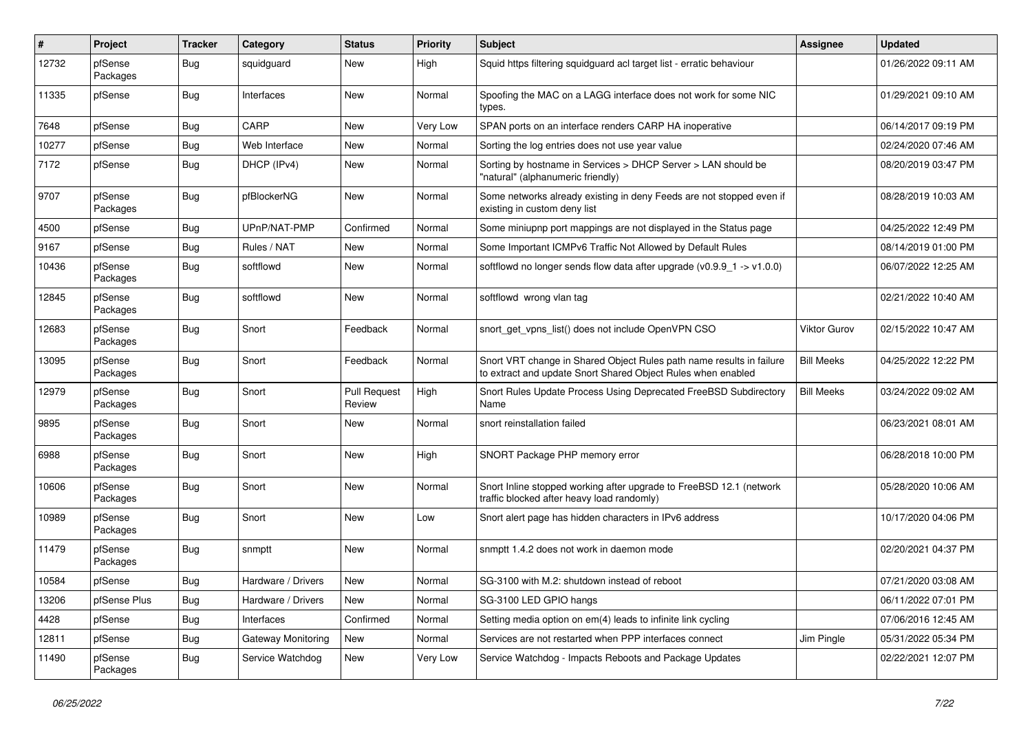| # | Project | Tracker | Category | Status | Priority | Subject | Assignee | Updated |
|---|---|---|---|---|---|---|---|---|
| 12732 | pfSense Packages | Bug | squidguard | New | High | Squid https filtering squidguard acl target list - erratic behaviour | | 01/26/2022 09:11 AM |
| 11335 | pfSense | Bug | Interfaces | New | Normal | Spoofing the MAC on a LAGG interface does not work for some NIC types. | | 01/29/2021 09:10 AM |
| 7648 | pfSense | Bug | CARP | New | Very Low | SPAN ports on an interface renders CARP HA inoperative | | 06/14/2017 09:19 PM |
| 10277 | pfSense | Bug | Web Interface | New | Normal | Sorting the log entries does not use year value | | 02/24/2020 07:46 AM |
| 7172 | pfSense | Bug | DHCP (IPv4) | New | Normal | Sorting by hostname in Services > DHCP Server > LAN should be "natural" (alphanumeric friendly) | | 08/20/2019 03:47 PM |
| 9707 | pfSense Packages | Bug | pfBlockerNG | New | Normal | Some networks already existing in deny Feeds are not stopped even if existing in custom deny list | | 08/28/2019 10:03 AM |
| 4500 | pfSense | Bug | UPnP/NAT-PMP | Confirmed | Normal | Some miniupnp port mappings are not displayed in the Status page | | 04/25/2022 12:49 PM |
| 9167 | pfSense | Bug | Rules / NAT | New | Normal | Some Important ICMPv6 Traffic Not Allowed by Default Rules | | 08/14/2019 01:00 PM |
| 10436 | pfSense Packages | Bug | softflowd | New | Normal | softflowd no longer sends flow data after upgrade (v0.9.9_1 -> v1.0.0) | | 06/07/2022 12:25 AM |
| 12845 | pfSense Packages | Bug | softflowd | New | Normal | softflowd wrong vlan tag | | 02/21/2022 10:40 AM |
| 12683 | pfSense Packages | Bug | Snort | Feedback | Normal | snort_get_vpns_list() does not include OpenVPN CSO | Viktor Gurov | 02/15/2022 10:47 AM |
| 13095 | pfSense Packages | Bug | Snort | Feedback | Normal | Snort VRT change in Shared Object Rules path name results in failure to extract and update Snort Shared Object Rules when enabled | Bill Meeks | 04/25/2022 12:22 PM |
| 12979 | pfSense Packages | Bug | Snort | Pull Request Review | High | Snort Rules Update Process Using Deprecated FreeBSD Subdirectory Name | Bill Meeks | 03/24/2022 09:02 AM |
| 9895 | pfSense Packages | Bug | Snort | New | Normal | snort reinstallation failed | | 06/23/2021 08:01 AM |
| 6988 | pfSense Packages | Bug | Snort | New | High | SNORT Package PHP memory error | | 06/28/2018 10:00 PM |
| 10606 | pfSense Packages | Bug | Snort | New | Normal | Snort Inline stopped working after upgrade to FreeBSD 12.1 (network traffic blocked after heavy load randomly) | | 05/28/2020 10:06 AM |
| 10989 | pfSense Packages | Bug | Snort | New | Low | Snort alert page has hidden characters in IPv6 address | | 10/17/2020 04:06 PM |
| 11479 | pfSense Packages | Bug | snmptt | New | Normal | snmptt 1.4.2 does not work in daemon mode | | 02/20/2021 04:37 PM |
| 10584 | pfSense | Bug | Hardware / Drivers | New | Normal | SG-3100 with M.2: shutdown instead of reboot | | 07/21/2020 03:08 AM |
| 13206 | pfSense Plus | Bug | Hardware / Drivers | New | Normal | SG-3100 LED GPIO hangs | | 06/11/2022 07:01 PM |
| 4428 | pfSense | Bug | Interfaces | Confirmed | Normal | Setting media option on em(4) leads to infinite link cycling | | 07/06/2016 12:45 AM |
| 12811 | pfSense | Bug | Gateway Monitoring | New | Normal | Services are not restarted when PPP interfaces connect | Jim Pingle | 05/31/2022 05:34 PM |
| 11490 | pfSense Packages | Bug | Service Watchdog | New | Very Low | Service Watchdog - Impacts Reboots and Package Updates | | 02/22/2021 12:07 PM |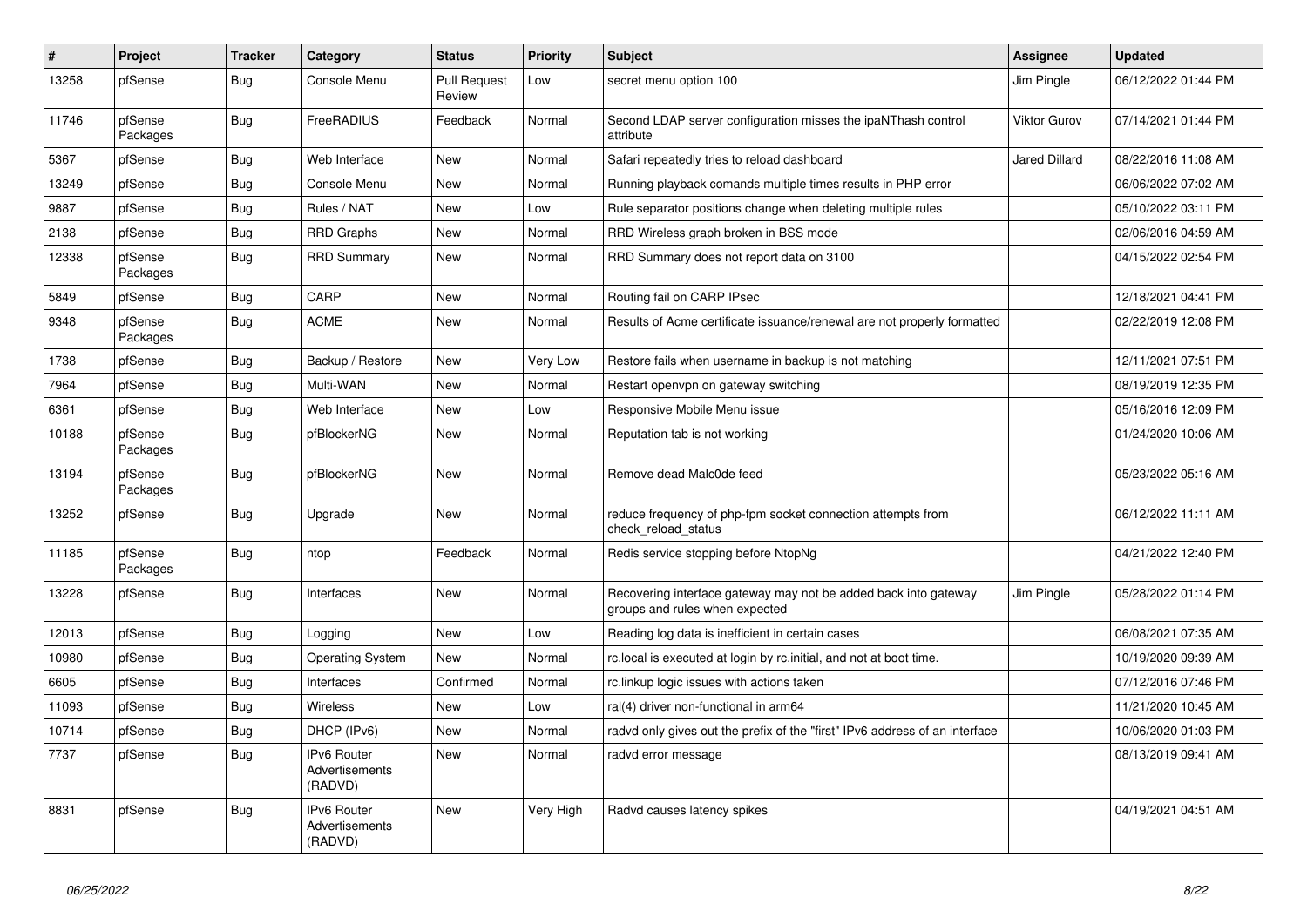| # | Project | Tracker | Category | Status | Priority | Subject | Assignee | Updated |
|---|---|---|---|---|---|---|---|---|
| 13258 | pfSense | Bug | Console Menu | Pull Request Review | Low | secret menu option 100 | Jim Pingle | 06/12/2022 01:44 PM |
| 11746 | pfSense Packages | Bug | FreeRADIUS | Feedback | Normal | Second LDAP server configuration misses the ipaNThash control attribute | Viktor Gurov | 07/14/2021 01:44 PM |
| 5367 | pfSense | Bug | Web Interface | New | Normal | Safari repeatedly tries to reload dashboard | Jared Dillard | 08/22/2016 11:08 AM |
| 13249 | pfSense | Bug | Console Menu | New | Normal | Running playback comands multiple times results in PHP error | | 06/06/2022 07:02 AM |
| 9887 | pfSense | Bug | Rules / NAT | New | Low | Rule separator positions change when deleting multiple rules | | 05/10/2022 03:11 PM |
| 2138 | pfSense | Bug | RRD Graphs | New | Normal | RRD Wireless graph broken in BSS mode | | 02/06/2016 04:59 AM |
| 12338 | pfSense Packages | Bug | RRD Summary | New | Normal | RRD Summary does not report data on 3100 | | 04/15/2022 02:54 PM |
| 5849 | pfSense | Bug | CARP | New | Normal | Routing fail on CARP IPsec | | 12/18/2021 04:41 PM |
| 9348 | pfSense Packages | Bug | ACME | New | Normal | Results of Acme certificate issuance/renewal are not properly formatted | | 02/22/2019 12:08 PM |
| 1738 | pfSense | Bug | Backup / Restore | New | Very Low | Restore fails when username in backup is not matching | | 12/11/2021 07:51 PM |
| 7964 | pfSense | Bug | Multi-WAN | New | Normal | Restart openvpn on gateway switching | | 08/19/2019 12:35 PM |
| 6361 | pfSense | Bug | Web Interface | New | Low | Responsive Mobile Menu issue | | 05/16/2016 12:09 PM |
| 10188 | pfSense Packages | Bug | pfBlockerNG | New | Normal | Reputation tab is not working | | 01/24/2020 10:06 AM |
| 13194 | pfSense Packages | Bug | pfBlockerNG | New | Normal | Remove dead Malc0de feed | | 05/23/2022 05:16 AM |
| 13252 | pfSense | Bug | Upgrade | New | Normal | reduce frequency of php-fpm socket connection attempts from check_reload_status | | 06/12/2022 11:11 AM |
| 11185 | pfSense Packages | Bug | ntop | Feedback | Normal | Redis service stopping before NtopNg | | 04/21/2022 12:40 PM |
| 13228 | pfSense | Bug | Interfaces | New | Normal | Recovering interface gateway may not be added back into gateway groups and rules when expected | Jim Pingle | 05/28/2022 01:14 PM |
| 12013 | pfSense | Bug | Logging | New | Low | Reading log data is inefficient in certain cases | | 06/08/2021 07:35 AM |
| 10980 | pfSense | Bug | Operating System | New | Normal | rc.local is executed at login by rc.initial, and not at boot time. | | 10/19/2020 09:39 AM |
| 6605 | pfSense | Bug | Interfaces | Confirmed | Normal | rc.linkup logic issues with actions taken | | 07/12/2016 07:46 PM |
| 11093 | pfSense | Bug | Wireless | New | Low | ral(4) driver non-functional in arm64 | | 11/21/2020 10:45 AM |
| 10714 | pfSense | Bug | DHCP (IPv6) | New | Normal | radvd only gives out the prefix of the "first" IPv6 address of an interface | | 10/06/2020 01:03 PM |
| 7737 | pfSense | Bug | IPv6 Router Advertisements (RADVD) | New | Normal | radvd error message | | 08/13/2019 09:41 AM |
| 8831 | pfSense | Bug | IPv6 Router Advertisements (RADVD) | New | Very High | Radvd causes latency spikes | | 04/19/2021 04:51 AM |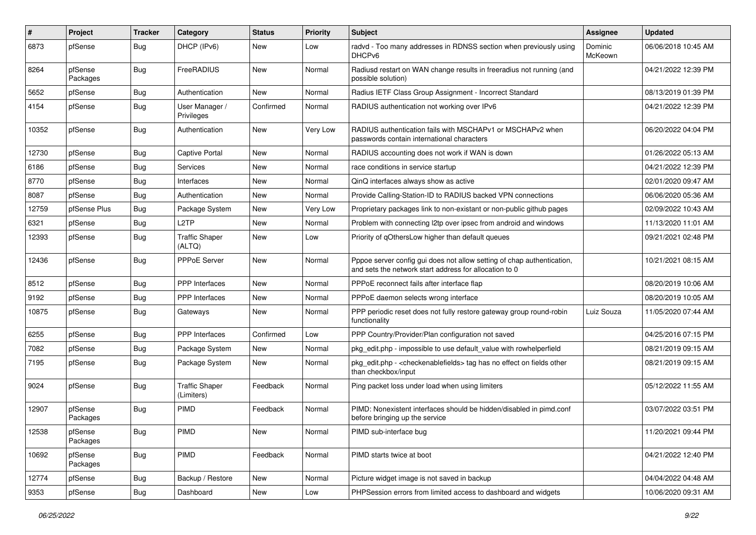| # | Project | Tracker | Category | Status | Priority | Subject | Assignee | Updated |
|---|---|---|---|---|---|---|---|---|
| 6873 | pfSense | Bug | DHCP (IPv6) | New | Low | radvd - Too many addresses in RDNSS section when previously using DHCPv6 | Dominic McKeown | 06/06/2018 10:45 AM |
| 8264 | pfSense Packages | Bug | FreeRADIUS | New | Normal | Radiusd restart on WAN change results in freeradius not running (and possible solution) | | 04/21/2022 12:39 PM |
| 5652 | pfSense | Bug | Authentication | New | Normal | Radius IETF Class Group Assignment - Incorrect Standard | | 08/13/2019 01:39 PM |
| 4154 | pfSense | Bug | User Manager / Privileges | Confirmed | Normal | RADIUS authentication not working over IPv6 | | 04/21/2022 12:39 PM |
| 10352 | pfSense | Bug | Authentication | New | Very Low | RADIUS authentication fails with MSCHAPv1 or MSCHAPv2 when passwords contain international characters | | 06/20/2022 04:04 PM |
| 12730 | pfSense | Bug | Captive Portal | New | Normal | RADIUS accounting does not work if WAN is down | | 01/26/2022 05:13 AM |
| 6186 | pfSense | Bug | Services | New | Normal | race conditions in service startup | | 04/21/2022 12:39 PM |
| 8770 | pfSense | Bug | Interfaces | New | Normal | QinQ interfaces always show as active | | 02/01/2020 09:47 AM |
| 8087 | pfSense | Bug | Authentication | New | Normal | Provide Calling-Station-ID to RADIUS backed VPN connections | | 06/06/2020 05:36 AM |
| 12759 | pfSense Plus | Bug | Package System | New | Very Low | Proprietary packages link to non-existant or non-public github pages | | 02/09/2022 10:43 AM |
| 6321 | pfSense | Bug | L2TP | New | Normal | Problem with connecting l2tp over ipsec from android and windows | | 11/13/2020 11:01 AM |
| 12393 | pfSense | Bug | Traffic Shaper (ALTQ) | New | Low | Priority of qOthersLow higher than default queues | | 09/21/2021 02:48 PM |
| 12436 | pfSense | Bug | PPPoE Server | New | Normal | Pppoe server config gui does not allow setting of chap authentication, and sets the network start address for allocation to 0 | | 10/21/2021 08:15 AM |
| 8512 | pfSense | Bug | PPP Interfaces | New | Normal | PPPoE reconnect fails after interface flap | | 08/20/2019 10:06 AM |
| 9192 | pfSense | Bug | PPP Interfaces | New | Normal | PPPoE daemon selects wrong interface | | 08/20/2019 10:05 AM |
| 10875 | pfSense | Bug | Gateways | New | Normal | PPP periodic reset does not fully restore gateway group round-robin functionality | Luiz Souza | 11/05/2020 07:44 AM |
| 6255 | pfSense | Bug | PPP Interfaces | Confirmed | Low | PPP Country/Provider/Plan configuration not saved | | 04/25/2016 07:15 PM |
| 7082 | pfSense | Bug | Package System | New | Normal | pkg_edit.php - impossible to use default_value with rowhelperfield | | 08/21/2019 09:15 AM |
| 7195 | pfSense | Bug | Package System | New | Normal | pkg_edit.php - <checkenablefields> tag has no effect on fields other than checkbox/input | | 08/21/2019 09:15 AM |
| 9024 | pfSense | Bug | Traffic Shaper (Limiters) | Feedback | Normal | Ping packet loss under load when using limiters | | 05/12/2022 11:55 AM |
| 12907 | pfSense Packages | Bug | PIMD | Feedback | Normal | PIMD: Nonexistent interfaces should be hidden/disabled in pimd.conf before bringing up the service | | 03/07/2022 03:51 PM |
| 12538 | pfSense Packages | Bug | PIMD | New | Normal | PIMD sub-interface bug | | 11/20/2021 09:44 PM |
| 10692 | pfSense Packages | Bug | PIMD | Feedback | Normal | PIMD starts twice at boot | | 04/21/2022 12:40 PM |
| 12774 | pfSense | Bug | Backup / Restore | New | Normal | Picture widget image is not saved in backup | | 04/04/2022 04:48 AM |
| 9353 | pfSense | Bug | Dashboard | New | Low | PHPSession errors from limited access to dashboard and widgets | | 10/06/2020 09:31 AM |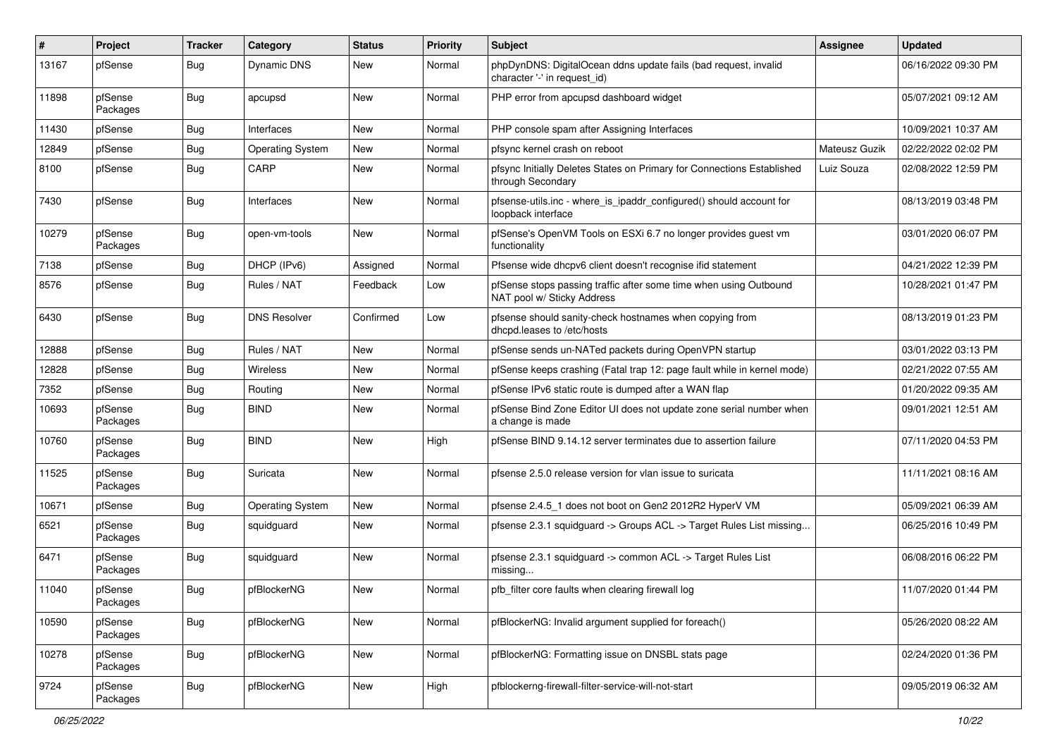| # | Project | Tracker | Category | Status | Priority | Subject | Assignee | Updated |
|---|---|---|---|---|---|---|---|---|
| 13167 | pfSense | Bug | Dynamic DNS | New | Normal | phpDynDNS: DigitalOcean ddns update fails (bad request, invalid character '-' in request_id) | | 06/16/2022 09:30 PM |
| 11898 | pfSense Packages | Bug | apcupsd | New | Normal | PHP error from apcupsd dashboard widget | | 05/07/2021 09:12 AM |
| 11430 | pfSense | Bug | Interfaces | New | Normal | PHP console spam after Assigning Interfaces | | 10/09/2021 10:37 AM |
| 12849 | pfSense | Bug | Operating System | New | Normal | pfsync kernel crash on reboot | Mateusz Guzik | 02/22/2022 02:02 PM |
| 8100 | pfSense | Bug | CARP | New | Normal | pfsync Initially Deletes States on Primary for Connections Established through Secondary | Luiz Souza | 02/08/2022 12:59 PM |
| 7430 | pfSense | Bug | Interfaces | New | Normal | pfsense-utils.inc - where_is_ipaddr_configured() should account for loopback interface | | 08/13/2019 03:48 PM |
| 10279 | pfSense Packages | Bug | open-vm-tools | New | Normal | pfSense's OpenVM Tools on ESXi 6.7 no longer provides guest vm functionality | | 03/01/2020 06:07 PM |
| 7138 | pfSense | Bug | DHCP (IPv6) | Assigned | Normal | Pfsense wide dhcpv6 client doesn't recognise ifid statement | | 04/21/2022 12:39 PM |
| 8576 | pfSense | Bug | Rules / NAT | Feedback | Low | pfSense stops passing traffic after some time when using Outbound NAT pool w/ Sticky Address | | 10/28/2021 01:47 PM |
| 6430 | pfSense | Bug | DNS Resolver | Confirmed | Low | pfsense should sanity-check hostnames when copying from dhcpd.leases to /etc/hosts | | 08/13/2019 01:23 PM |
| 12888 | pfSense | Bug | Rules / NAT | New | Normal | pfSense sends un-NATed packets during OpenVPN startup | | 03/01/2022 03:13 PM |
| 12828 | pfSense | Bug | Wireless | New | Normal | pfSense keeps crashing (Fatal trap 12: page fault while in kernel mode) | | 02/21/2022 07:55 AM |
| 7352 | pfSense | Bug | Routing | New | Normal | pfSense IPv6 static route is dumped after a WAN flap | | 01/20/2022 09:35 AM |
| 10693 | pfSense Packages | Bug | BIND | New | Normal | pfSense Bind Zone Editor UI does not update zone serial number when a change is made | | 09/01/2021 12:51 AM |
| 10760 | pfSense Packages | Bug | BIND | New | High | pfSense BIND 9.14.12 server terminates due to assertion failure | | 07/11/2020 04:53 PM |
| 11525 | pfSense Packages | Bug | Suricata | New | Normal | pfsense 2.5.0 release version for vlan issue to suricata | | 11/11/2021 08:16 AM |
| 10671 | pfSense | Bug | Operating System | New | Normal | pfsense 2.4.5_1 does not boot on Gen2 2012R2 HyperV VM | | 05/09/2021 06:39 AM |
| 6521 | pfSense Packages | Bug | squidguard | New | Normal | pfsense 2.3.1 squidguard -> Groups ACL -> Target Rules List missing... | | 06/25/2016 10:49 PM |
| 6471 | pfSense Packages | Bug | squidguard | New | Normal | pfsense 2.3.1 squidguard -> common ACL -> Target Rules List missing... | | 06/08/2016 06:22 PM |
| 11040 | pfSense Packages | Bug | pfBlockerNG | New | Normal | pfb_filter core faults when clearing firewall log | | 11/07/2020 01:44 PM |
| 10590 | pfSense Packages | Bug | pfBlockerNG | New | Normal | pfBlockerNG: Invalid argument supplied for foreach() | | 05/26/2020 08:22 AM |
| 10278 | pfSense Packages | Bug | pfBlockerNG | New | Normal | pfBlockerNG: Formatting issue on DNSBL stats page | | 02/24/2020 01:36 PM |
| 9724 | pfSense Packages | Bug | pfBlockerNG | New | High | pfblockerng-firewall-filter-service-will-not-start | | 09/05/2019 06:32 AM |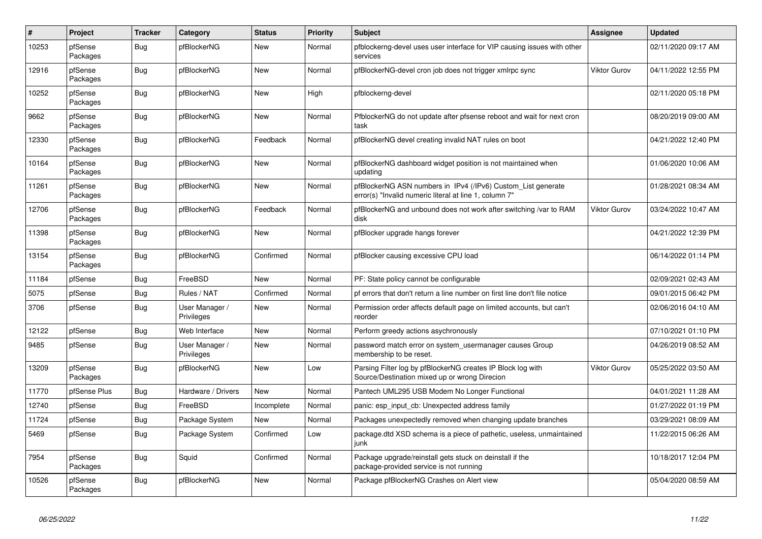| # | Project | Tracker | Category | Status | Priority | Subject | Assignee | Updated |
|---|---|---|---|---|---|---|---|---|
| 10253 | pfSense Packages | Bug | pfBlockerNG | New | Normal | pfblockerng-devel uses user interface for VIP causing issues with other services | | 02/11/2020 09:17 AM |
| 12916 | pfSense Packages | Bug | pfBlockerNG | New | Normal | pfBlockerNG-devel cron job does not trigger xmlrpc sync | Viktor Gurov | 04/11/2022 12:55 PM |
| 10252 | pfSense Packages | Bug | pfBlockerNG | New | High | pfblockerng-devel | | 02/11/2020 05:18 PM |
| 9662 | pfSense Packages | Bug | pfBlockerNG | New | Normal | PfblockerNG do not update after pfsense reboot and wait for next cron task | | 08/20/2019 09:00 AM |
| 12330 | pfSense Packages | Bug | pfBlockerNG | Feedback | Normal | pfBlockerNG devel creating invalid NAT rules on boot | | 04/21/2022 12:40 PM |
| 10164 | pfSense Packages | Bug | pfBlockerNG | New | Normal | pfBlockerNG dashboard widget position is not maintained when updating | | 01/06/2020 10:06 AM |
| 11261 | pfSense Packages | Bug | pfBlockerNG | New | Normal | pfBlockerNG ASN numbers in IPv4 (/IPv6) Custom_List generate error(s) "Invalid numeric literal at line 1, column 7" | | 01/28/2021 08:34 AM |
| 12706 | pfSense Packages | Bug | pfBlockerNG | Feedback | Normal | pfBlockerNG and unbound does not work after switching /var to RAM disk | Viktor Gurov | 03/24/2022 10:47 AM |
| 11398 | pfSense Packages | Bug | pfBlockerNG | New | Normal | pfBlocker upgrade hangs forever | | 04/21/2022 12:39 PM |
| 13154 | pfSense Packages | Bug | pfBlockerNG | Confirmed | Normal | pfBlocker causing excessive CPU load | | 06/14/2022 01:14 PM |
| 11184 | pfSense | Bug | FreeBSD | New | Normal | PF: State policy cannot be configurable | | 02/09/2021 02:43 AM |
| 5075 | pfSense | Bug | Rules / NAT | Confirmed | Normal | pf errors that don't return a line number on first line don't file notice | | 09/01/2015 06:42 PM |
| 3706 | pfSense | Bug | User Manager / Privileges | New | Normal | Permission order affects default page on limited accounts, but can't reorder | | 02/06/2016 04:10 AM |
| 12122 | pfSense | Bug | Web Interface | New | Normal | Perform greedy actions asychronously | | 07/10/2021 01:10 PM |
| 9485 | pfSense | Bug | User Manager / Privileges | New | Normal | password match error on system_usermanager causes Group membership to be reset. | | 04/26/2019 08:52 AM |
| 13209 | pfSense Packages | Bug | pfBlockerNG | New | Low | Parsing Filter log by pfBlockerNG creates IP Block log with Source/Destination mixed up or wrong Direcion | Viktor Gurov | 05/25/2022 03:50 AM |
| 11770 | pfSense Plus | Bug | Hardware / Drivers | New | Normal | Pantech UML295 USB Modem No Longer Functional | | 04/01/2021 11:28 AM |
| 12740 | pfSense | Bug | FreeBSD | Incomplete | Normal | panic: esp_input_cb: Unexpected address family | | 01/27/2022 01:19 PM |
| 11724 | pfSense | Bug | Package System | New | Normal | Packages unexpectedly removed when changing update branches | | 03/29/2021 08:09 AM |
| 5469 | pfSense | Bug | Package System | Confirmed | Low | package.dtd XSD schema is a piece of pathetic, useless, unmaintained junk | | 11/22/2015 06:26 AM |
| 7954 | pfSense Packages | Bug | Squid | Confirmed | Normal | Package upgrade/reinstall gets stuck on deinstall if the package-provided service is not running | | 10/18/2017 12:04 PM |
| 10526 | pfSense Packages | Bug | pfBlockerNG | New | Normal | Package pfBlockerNG Crashes on Alert view | | 05/04/2020 08:59 AM |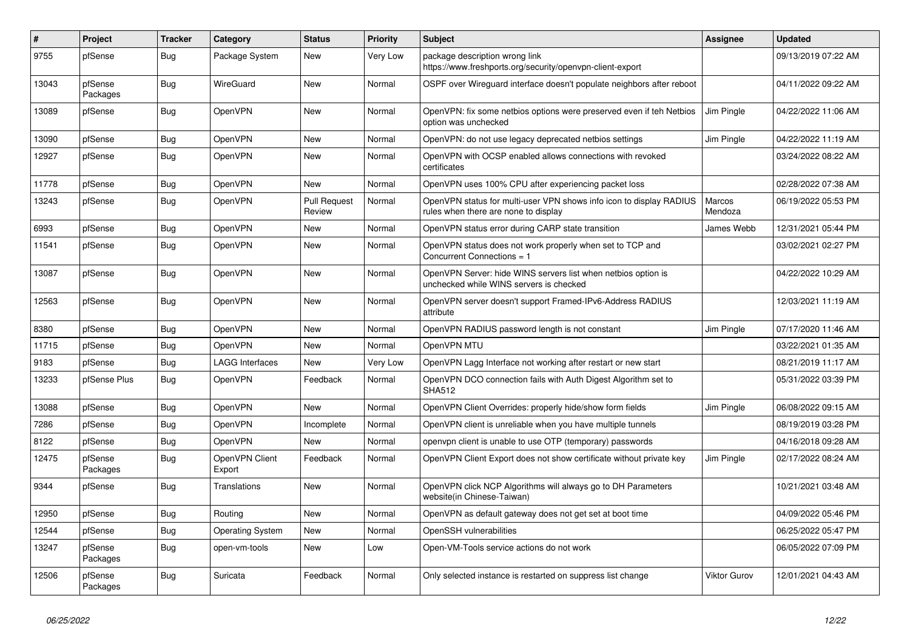| # | Project | Tracker | Category | Status | Priority | Subject | Assignee | Updated |
|---|---|---|---|---|---|---|---|---|
| 9755 | pfSense | Bug | Package System | New | Very Low | package description wrong link https://www.freshports.org/security/openvpn-client-export | | 09/13/2019 07:22 AM |
| 13043 | pfSense Packages | Bug | WireGuard | New | Normal | OSPF over Wireguard interface doesn't populate neighbors after reboot | | 04/11/2022 09:22 AM |
| 13089 | pfSense | Bug | OpenVPN | New | Normal | OpenVPN: fix some netbios options were preserved even if teh Netbios option was unchecked | Jim Pingle | 04/22/2022 11:06 AM |
| 13090 | pfSense | Bug | OpenVPN | New | Normal | OpenVPN: do not use legacy deprecated netbios settings | Jim Pingle | 04/22/2022 11:19 AM |
| 12927 | pfSense | Bug | OpenVPN | New | Normal | OpenVPN with OCSP enabled allows connections with revoked certificates | | 03/24/2022 08:22 AM |
| 11778 | pfSense | Bug | OpenVPN | New | Normal | OpenVPN uses 100% CPU after experiencing packet loss | | 02/28/2022 07:38 AM |
| 13243 | pfSense | Bug | OpenVPN | Pull Request Review | Normal | OpenVPN status for multi-user VPN shows info icon to display RADIUS rules when there are none to display | Marcos Mendoza | 06/19/2022 05:53 PM |
| 6993 | pfSense | Bug | OpenVPN | New | Normal | OpenVPN status error during CARP state transition | James Webb | 12/31/2021 05:44 PM |
| 11541 | pfSense | Bug | OpenVPN | New | Normal | OpenVPN status does not work properly when set to TCP and Concurrent Connections = 1 | | 03/02/2021 02:27 PM |
| 13087 | pfSense | Bug | OpenVPN | New | Normal | OpenVPN Server: hide WINS servers list when netbios option is unchecked while WINS servers is checked | | 04/22/2022 10:29 AM |
| 12563 | pfSense | Bug | OpenVPN | New | Normal | OpenVPN server doesn't support Framed-IPv6-Address RADIUS attribute | | 12/03/2021 11:19 AM |
| 8380 | pfSense | Bug | OpenVPN | New | Normal | OpenVPN RADIUS password length is not constant | Jim Pingle | 07/17/2020 11:46 AM |
| 11715 | pfSense | Bug | OpenVPN | New | Normal | OpenVPN MTU | | 03/22/2021 01:35 AM |
| 9183 | pfSense | Bug | LAGG Interfaces | New | Very Low | OpenVPN Lagg Interface not working after restart or new start | | 08/21/2019 11:17 AM |
| 13233 | pfSense Plus | Bug | OpenVPN | Feedback | Normal | OpenVPN DCO connection fails with Auth Digest Algorithm set to SHA512 | | 05/31/2022 03:39 PM |
| 13088 | pfSense | Bug | OpenVPN | New | Normal | OpenVPN Client Overrides: properly hide/show form fields | Jim Pingle | 06/08/2022 09:15 AM |
| 7286 | pfSense | Bug | OpenVPN | Incomplete | Normal | OpenVPN client is unreliable when you have multiple tunnels | | 08/19/2019 03:28 PM |
| 8122 | pfSense | Bug | OpenVPN | New | Normal | openvpn client is unable to use OTP (temporary) passwords | | 04/16/2018 09:28 AM |
| 12475 | pfSense Packages | Bug | OpenVPN Client Export | Feedback | Normal | OpenVPN Client Export does not show certificate without private key | Jim Pingle | 02/17/2022 08:24 AM |
| 9344 | pfSense | Bug | Translations | New | Normal | OpenVPN click NCP Algorithms will always go to DH Parameters website(in Chinese-Taiwan) | | 10/21/2021 03:48 AM |
| 12950 | pfSense | Bug | Routing | New | Normal | OpenVPN as default gateway does not get set at boot time | | 04/09/2022 05:46 PM |
| 12544 | pfSense | Bug | Operating System | New | Normal | OpenSSH vulnerabilities | | 06/25/2022 05:47 PM |
| 13247 | pfSense Packages | Bug | open-vm-tools | New | Low | Open-VM-Tools service actions do not work | | 06/05/2022 07:09 PM |
| 12506 | pfSense Packages | Bug | Suricata | Feedback | Normal | Only selected instance is restarted on suppress list change | Viktor Gurov | 12/01/2021 04:43 AM |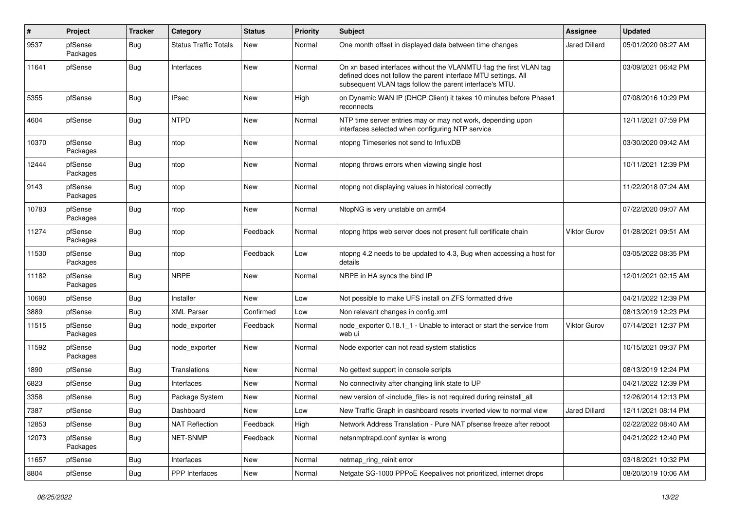| # | Project | Tracker | Category | Status | Priority | Subject | Assignee | Updated |
|---|---|---|---|---|---|---|---|---|
| 9537 | pfSense Packages | Bug | Status Traffic Totals | New | Normal | One month offset in displayed data between time changes | Jared Dillard | 05/01/2020 08:27 AM |
| 11641 | pfSense | Bug | Interfaces | New | Normal | On xn based interfaces without the VLANMTU flag the first VLAN tag defined does not follow the parent interface MTU settings. All subsequent VLAN tags follow the parent interface's MTU. | | 03/09/2021 06:42 PM |
| 5355 | pfSense | Bug | IPsec | New | High | on Dynamic WAN IP (DHCP Client) it takes 10 minutes before Phase1 reconnects | | 07/08/2016 10:29 PM |
| 4604 | pfSense | Bug | NTPD | New | Normal | NTP time server entries may or may not work, depending upon interfaces selected when configuring NTP service | | 12/11/2021 07:59 PM |
| 10370 | pfSense Packages | Bug | ntop | New | Normal | ntopng Timeseries not send to InfluxDB | | 03/30/2020 09:42 AM |
| 12444 | pfSense Packages | Bug | ntop | New | Normal | ntopng throws errors when viewing single host | | 10/11/2021 12:39 PM |
| 9143 | pfSense Packages | Bug | ntop | New | Normal | ntopng not displaying values in historical correctly | | 11/22/2018 07:24 AM |
| 10783 | pfSense Packages | Bug | ntop | New | Normal | NtopNG is very unstable on arm64 | | 07/22/2020 09:07 AM |
| 11274 | pfSense Packages | Bug | ntop | Feedback | Normal | ntopng https web server does not present full certificate chain | Viktor Gurov | 01/28/2021 09:51 AM |
| 11530 | pfSense Packages | Bug | ntop | Feedback | Low | ntopng 4.2 needs to be updated to 4.3, Bug when accessing a host for details | | 03/05/2022 08:35 PM |
| 11182 | pfSense Packages | Bug | NRPE | New | Normal | NRPE in HA syncs the bind IP | | 12/01/2021 02:15 AM |
| 10690 | pfSense | Bug | Installer | New | Low | Not possible to make UFS install on ZFS formatted drive | | 04/21/2022 12:39 PM |
| 3889 | pfSense | Bug | XML Parser | Confirmed | Low | Non relevant changes in config.xml | | 08/13/2019 12:23 PM |
| 11515 | pfSense Packages | Bug | node_exporter | Feedback | Normal | node_exporter 0.18.1_1 - Unable to interact or start the service from web ui | Viktor Gurov | 07/14/2021 12:37 PM |
| 11592 | pfSense Packages | Bug | node_exporter | New | Normal | Node exporter can not read system statistics | | 10/15/2021 09:37 PM |
| 1890 | pfSense | Bug | Translations | New | Normal | No gettext support in console scripts | | 08/13/2019 12:24 PM |
| 6823 | pfSense | Bug | Interfaces | New | Normal | No connectivity after changing link state to UP | | 04/21/2022 12:39 PM |
| 3358 | pfSense | Bug | Package System | New | Normal | new version of <include_file> is not required during reinstall_all | | 12/26/2014 12:13 PM |
| 7387 | pfSense | Bug | Dashboard | New | Low | New Traffic Graph in dashboard resets inverted view to normal view | Jared Dillard | 12/11/2021 08:14 PM |
| 12853 | pfSense | Bug | NAT Reflection | Feedback | High | Network Address Translation - Pure NAT pfsense freeze after reboot | | 02/22/2022 08:40 AM |
| 12073 | pfSense Packages | Bug | NET-SNMP | Feedback | Normal | netsnmptrapd.conf syntax is wrong | | 04/21/2022 12:40 PM |
| 11657 | pfSense | Bug | Interfaces | New | Normal | netmap_ring_reinit error | | 03/18/2021 10:32 PM |
| 8804 | pfSense | Bug | PPP Interfaces | New | Normal | Netgate SG-1000 PPPoE Keepalives not prioritized, internet drops | | 08/20/2019 10:06 AM |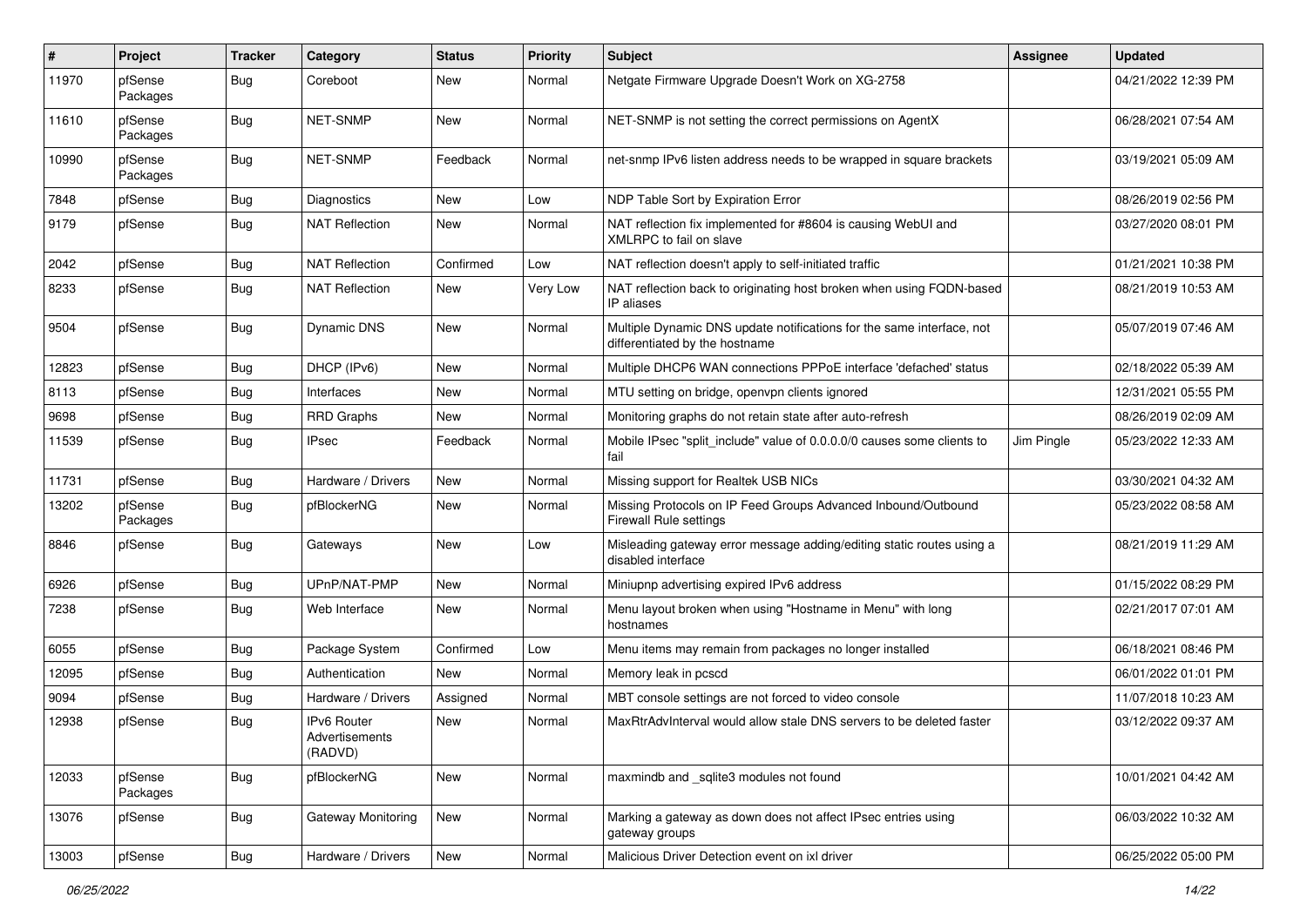| # | Project | Tracker | Category | Status | Priority | Subject | Assignee | Updated |
|---|---|---|---|---|---|---|---|---|
| 11970 | pfSense Packages | Bug | Coreboot | New | Normal | Netgate Firmware Upgrade Doesn't Work on XG-2758 | | 04/21/2022 12:39 PM |
| 11610 | pfSense Packages | Bug | NET-SNMP | New | Normal | NET-SNMP is not setting the correct permissions on AgentX | | 06/28/2021 07:54 AM |
| 10990 | pfSense Packages | Bug | NET-SNMP | Feedback | Normal | net-snmp IPv6 listen address needs to be wrapped in square brackets | | 03/19/2021 05:09 AM |
| 7848 | pfSense | Bug | Diagnostics | New | Low | NDP Table Sort by Expiration Error | | 08/26/2019 02:56 PM |
| 9179 | pfSense | Bug | NAT Reflection | New | Normal | NAT reflection fix implemented for #8604 is causing WebUI and XMLRPC to fail on slave | | 03/27/2020 08:01 PM |
| 2042 | pfSense | Bug | NAT Reflection | Confirmed | Low | NAT reflection doesn't apply to self-initiated traffic | | 01/21/2021 10:38 PM |
| 8233 | pfSense | Bug | NAT Reflection | New | Very Low | NAT reflection back to originating host broken when using FQDN-based IP aliases | | 08/21/2019 10:53 AM |
| 9504 | pfSense | Bug | Dynamic DNS | New | Normal | Multiple Dynamic DNS update notifications for the same interface, not differentiated by the hostname | | 05/07/2019 07:46 AM |
| 12823 | pfSense | Bug | DHCP (IPv6) | New | Normal | Multiple DHCP6 WAN connections PPPoE interface 'defached' status | | 02/18/2022 05:39 AM |
| 8113 | pfSense | Bug | Interfaces | New | Normal | MTU setting on bridge, openvpn clients ignored | | 12/31/2021 05:55 PM |
| 9698 | pfSense | Bug | RRD Graphs | New | Normal | Monitoring graphs do not retain state after auto-refresh | | 08/26/2019 02:09 AM |
| 11539 | pfSense | Bug | IPsec | Feedback | Normal | Mobile IPsec "split_include" value of 0.0.0.0/0 causes some clients to fail | Jim Pingle | 05/23/2022 12:33 AM |
| 11731 | pfSense | Bug | Hardware / Drivers | New | Normal | Missing support for Realtek USB NICs | | 03/30/2021 04:32 AM |
| 13202 | pfSense Packages | Bug | pfBlockerNG | New | Normal | Missing Protocols on IP Feed Groups Advanced Inbound/Outbound Firewall Rule settings | | 05/23/2022 08:58 AM |
| 8846 | pfSense | Bug | Gateways | New | Low | Misleading gateway error message adding/editing static routes using a disabled interface | | 08/21/2019 11:29 AM |
| 6926 | pfSense | Bug | UPnP/NAT-PMP | New | Normal | Miniupnp advertising expired IPv6 address | | 01/15/2022 08:29 PM |
| 7238 | pfSense | Bug | Web Interface | New | Normal | Menu layout broken when using "Hostname in Menu" with long hostnames | | 02/21/2017 07:01 AM |
| 6055 | pfSense | Bug | Package System | Confirmed | Low | Menu items may remain from packages no longer installed | | 06/18/2021 08:46 PM |
| 12095 | pfSense | Bug | Authentication | New | Normal | Memory leak in pcscd | | 06/01/2022 01:01 PM |
| 9094 | pfSense | Bug | Hardware / Drivers | Assigned | Normal | MBT console settings are not forced to video console | | 11/07/2018 10:23 AM |
| 12938 | pfSense | Bug | IPv6 Router Advertisements (RADVD) | New | Normal | MaxRtrAdvInterval would allow stale DNS servers to be deleted faster | | 03/12/2022 09:37 AM |
| 12033 | pfSense Packages | Bug | pfBlockerNG | New | Normal | maxmindb and _sqlite3 modules not found | | 10/01/2021 04:42 AM |
| 13076 | pfSense | Bug | Gateway Monitoring | New | Normal | Marking a gateway as down does not affect IPsec entries using gateway groups | | 06/03/2022 10:32 AM |
| 13003 | pfSense | Bug | Hardware / Drivers | New | Normal | Malicious Driver Detection event on ixl driver | | 06/25/2022 05:00 PM |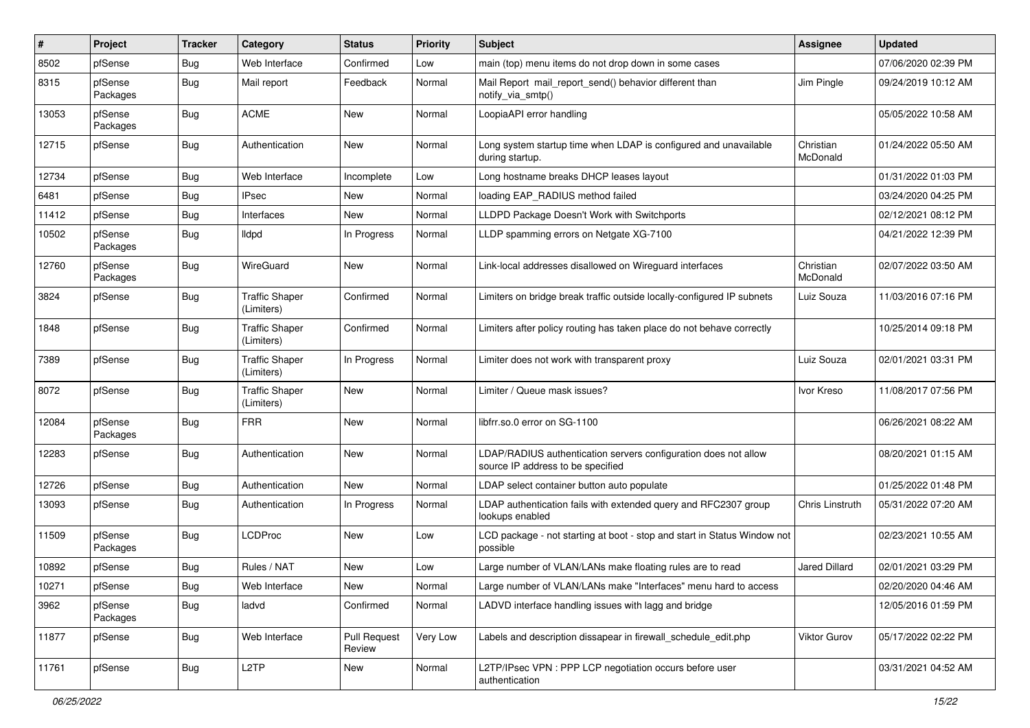| # | Project | Tracker | Category | Status | Priority | Subject | Assignee | Updated |
|---|---|---|---|---|---|---|---|---|
| 8502 | pfSense | Bug | Web Interface | Confirmed | Low | main (top) menu items do not drop down in some cases | | 07/06/2020 02:39 PM |
| 8315 | pfSense Packages | Bug | Mail report | Feedback | Normal | Mail Report mail_report_send() behavior different than notify_via_smtp() | Jim Pingle | 09/24/2019 10:12 AM |
| 13053 | pfSense Packages | Bug | ACME | New | Normal | LoopiaAPI error handling | | 05/05/2022 10:58 AM |
| 12715 | pfSense | Bug | Authentication | New | Normal | Long system startup time when LDAP is configured and unavailable during startup. | Christian McDonald | 01/24/2022 05:50 AM |
| 12734 | pfSense | Bug | Web Interface | Incomplete | Low | Long hostname breaks DHCP leases layout | | 01/31/2022 01:03 PM |
| 6481 | pfSense | Bug | IPsec | New | Normal | loading EAP_RADIUS method failed | | 03/24/2020 04:25 PM |
| 11412 | pfSense | Bug | Interfaces | New | Normal | LLDPD Package Doesn't Work with Switchports | | 02/12/2021 08:12 PM |
| 10502 | pfSense Packages | Bug | lldpd | In Progress | Normal | LLDP spamming errors on Netgate XG-7100 | | 04/21/2022 12:39 PM |
| 12760 | pfSense Packages | Bug | WireGuard | New | Normal | Link-local addresses disallowed on Wireguard interfaces | Christian McDonald | 02/07/2022 03:50 AM |
| 3824 | pfSense | Bug | Traffic Shaper (Limiters) | Confirmed | Normal | Limiters on bridge break traffic outside locally-configured IP subnets | Luiz Souza | 11/03/2016 07:16 PM |
| 1848 | pfSense | Bug | Traffic Shaper (Limiters) | Confirmed | Normal | Limiters after policy routing has taken place do not behave correctly | | 10/25/2014 09:18 PM |
| 7389 | pfSense | Bug | Traffic Shaper (Limiters) | In Progress | Normal | Limiter does not work with transparent proxy | Luiz Souza | 02/01/2021 03:31 PM |
| 8072 | pfSense | Bug | Traffic Shaper (Limiters) | New | Normal | Limiter / Queue mask issues? | Ivor Kreso | 11/08/2017 07:56 PM |
| 12084 | pfSense Packages | Bug | FRR | New | Normal | libfrr.so.0 error on SG-1100 | | 06/26/2021 08:22 AM |
| 12283 | pfSense | Bug | Authentication | New | Normal | LDAP/RADIUS authentication servers configuration does not allow source IP address to be specified | | 08/20/2021 01:15 AM |
| 12726 | pfSense | Bug | Authentication | New | Normal | LDAP select container button auto populate | | 01/25/2022 01:48 PM |
| 13093 | pfSense | Bug | Authentication | In Progress | Normal | LDAP authentication fails with extended query and RFC2307 group lookups enabled | Chris Linstruth | 05/31/2022 07:20 AM |
| 11509 | pfSense Packages | Bug | LCDProc | New | Low | LCD package - not starting at boot - stop and start in Status Window not possible | | 02/23/2021 10:55 AM |
| 10892 | pfSense | Bug | Rules / NAT | New | Low | Large number of VLAN/LANs make floating rules are to read | Jared Dillard | 02/01/2021 03:29 PM |
| 10271 | pfSense | Bug | Web Interface | New | Normal | Large number of VLAN/LANs make "Interfaces" menu hard to access | | 02/20/2020 04:46 AM |
| 3962 | pfSense Packages | Bug | ladvd | Confirmed | Normal | LADVD interface handling issues with lagg and bridge | | 12/05/2016 01:59 PM |
| 11877 | pfSense | Bug | Web Interface | Pull Request Review | Very Low | Labels and description dissapear in firewall_schedule_edit.php | Viktor Gurov | 05/17/2022 02:22 PM |
| 11761 | pfSense | Bug | L2TP | New | Normal | L2TP/IPsec VPN : PPP LCP negotiation occurs before user authentication | | 03/31/2021 04:52 AM |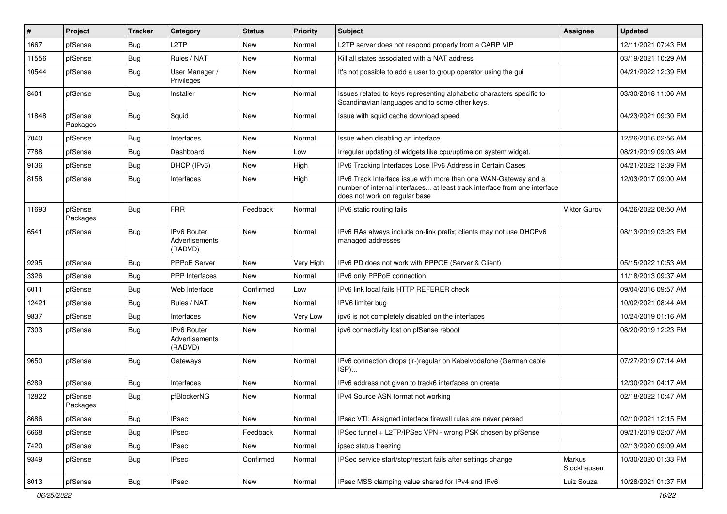| # | Project | Tracker | Category | Status | Priority | Subject | Assignee | Updated |
|---|---|---|---|---|---|---|---|---|
| 1667 | pfSense | Bug | L2TP | New | Normal | L2TP server does not respond properly from a CARP VIP | | 12/11/2021 07:43 PM |
| 11556 | pfSense | Bug | Rules / NAT | New | Normal | Kill all states associated with a NAT address | | 03/19/2021 10:29 AM |
| 10544 | pfSense | Bug | User Manager / Privileges | New | Normal | It's not possible to add a user to group operator using the gui | | 04/21/2022 12:39 PM |
| 8401 | pfSense | Bug | Installer | New | Normal | Issues related to keys representing alphabetic characters specific to Scandinavian languages and to some other keys. | | 03/30/2018 11:06 AM |
| 11848 | pfSense Packages | Bug | Squid | New | Normal | Issue with squid cache download speed | | 04/23/2021 09:30 PM |
| 7040 | pfSense | Bug | Interfaces | New | Normal | Issue when disabling an interface | | 12/26/2016 02:56 AM |
| 7788 | pfSense | Bug | Dashboard | New | Low | Irregular updating of widgets like cpu/uptime on system widget. | | 08/21/2019 09:03 AM |
| 9136 | pfSense | Bug | DHCP (IPv6) | New | High | IPv6 Tracking Interfaces Lose IPv6 Address in Certain Cases | | 04/21/2022 12:39 PM |
| 8158 | pfSense | Bug | Interfaces | New | High | IPv6 Track Interface issue with more than one WAN-Gateway and a number of internal interfaces... at least track interface from one interface does not work on regular base | | 12/03/2017 09:00 AM |
| 11693 | pfSense Packages | Bug | FRR | Feedback | Normal | IPv6 static routing fails | Viktor Gurov | 04/26/2022 08:50 AM |
| 6541 | pfSense | Bug | IPv6 Router Advertisements (RADVD) | New | Normal | IPv6 RAs always include on-link prefix; clients may not use DHCPv6 managed addresses | | 08/13/2019 03:23 PM |
| 9295 | pfSense | Bug | PPPoE Server | New | Very High | IPv6 PD does not work with PPPOE (Server & Client) | | 05/15/2022 10:53 AM |
| 3326 | pfSense | Bug | PPP Interfaces | New | Normal | IPv6 only PPPoE connection | | 11/18/2013 09:37 AM |
| 6011 | pfSense | Bug | Web Interface | Confirmed | Low | IPv6 link local fails HTTP REFERER check | | 09/04/2016 09:57 AM |
| 12421 | pfSense | Bug | Rules / NAT | New | Normal | IPV6 limiter bug | | 10/02/2021 08:44 AM |
| 9837 | pfSense | Bug | Interfaces | New | Very Low | ipv6 is not completely disabled on the interfaces | | 10/24/2019 01:16 AM |
| 7303 | pfSense | Bug | IPv6 Router Advertisements (RADVD) | New | Normal | ipv6 connectivity lost on pfSense reboot | | 08/20/2019 12:23 PM |
| 9650 | pfSense | Bug | Gateways | New | Normal | IPv6 connection drops (ir-)regular on Kabelvodafone (German cable ISP)... | | 07/27/2019 07:14 AM |
| 6289 | pfSense | Bug | Interfaces | New | Normal | IPv6 address not given to track6 interfaces on create | | 12/30/2021 04:17 AM |
| 12822 | pfSense Packages | Bug | pfBlockerNG | New | Normal | IPv4 Source ASN format not working | | 02/18/2022 10:47 AM |
| 8686 | pfSense | Bug | IPsec | New | Normal | IPsec VTI: Assigned interface firewall rules are never parsed | | 02/10/2021 12:15 PM |
| 6668 | pfSense | Bug | IPsec | Feedback | Normal | IPSec tunnel + L2TP/IPSec VPN - wrong PSK chosen by pfSense | | 09/21/2019 02:07 AM |
| 7420 | pfSense | Bug | IPsec | New | Normal | ipsec status freezing | | 02/13/2020 09:09 AM |
| 9349 | pfSense | Bug | IPsec | Confirmed | Normal | IPSec service start/stop/restart fails after settings change | Markus Stockhausen | 10/30/2020 01:33 PM |
| 8013 | pfSense | Bug | IPsec | New | Normal | IPsec MSS clamping value shared for IPv4 and IPv6 | Luiz Souza | 10/28/2021 01:37 PM |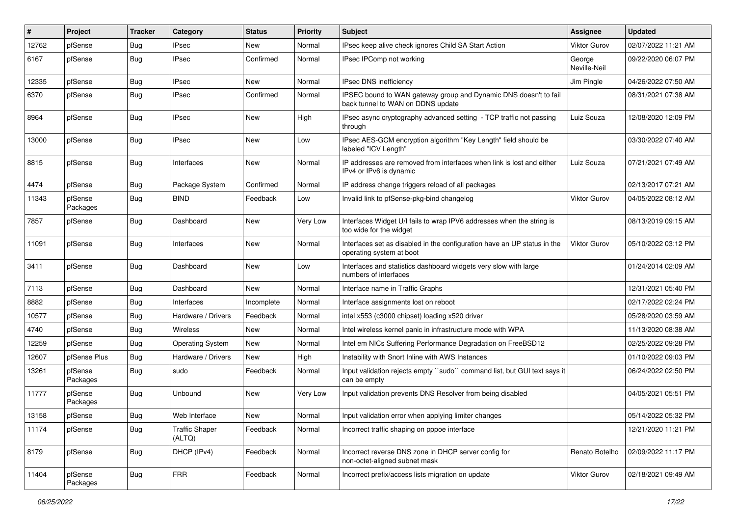| # | Project | Tracker | Category | Status | Priority | Subject | Assignee | Updated |
|---|---|---|---|---|---|---|---|---|
| 12762 | pfSense | Bug | IPsec | New | Normal | IPsec keep alive check ignores Child SA Start Action | Viktor Gurov | 02/07/2022 11:21 AM |
| 6167 | pfSense | Bug | IPsec | Confirmed | Normal | IPsec IPComp not working | George Neville-Neil | 09/22/2020 06:07 PM |
| 12335 | pfSense | Bug | IPsec | New | Normal | IPsec DNS inefficiency | Jim Pingle | 04/26/2022 07:50 AM |
| 6370 | pfSense | Bug | IPsec | Confirmed | Normal | IPSEC bound to WAN gateway group and Dynamic DNS doesn't to fail back tunnel to WAN on DDNS update | | 08/31/2021 07:38 AM |
| 8964 | pfSense | Bug | IPsec | New | High | IPsec async cryptography advanced setting - TCP traffic not passing through | Luiz Souza | 12/08/2020 12:09 PM |
| 13000 | pfSense | Bug | IPsec | New | Low | IPsec AES-GCM encryption algorithm "Key Length" field should be labeled "ICV Length" | | 03/30/2022 07:40 AM |
| 8815 | pfSense | Bug | Interfaces | New | Normal | IP addresses are removed from interfaces when link is lost and either IPv4 or IPv6 is dynamic | Luiz Souza | 07/21/2021 07:49 AM |
| 4474 | pfSense | Bug | Package System | Confirmed | Normal | IP address change triggers reload of all packages | | 02/13/2017 07:21 AM |
| 11343 | pfSense Packages | Bug | BIND | Feedback | Low | Invalid link to pfSense-pkg-bind changelog | Viktor Gurov | 04/05/2022 08:12 AM |
| 7857 | pfSense | Bug | Dashboard | New | Very Low | Interfaces Widget U/I fails to wrap IPV6 addresses when the string is too wide for the widget | | 08/13/2019 09:15 AM |
| 11091 | pfSense | Bug | Interfaces | New | Normal | Interfaces set as disabled in the configuration have an UP status in the operating system at boot | Viktor Gurov | 05/10/2022 03:12 PM |
| 3411 | pfSense | Bug | Dashboard | New | Low | Interfaces and statistics dashboard widgets very slow with large numbers of interfaces | | 01/24/2014 02:09 AM |
| 7113 | pfSense | Bug | Dashboard | New | Normal | Interface name in Traffic Graphs | | 12/31/2021 05:40 PM |
| 8882 | pfSense | Bug | Interfaces | Incomplete | Normal | Interface assignments lost on reboot | | 02/17/2022 02:24 PM |
| 10577 | pfSense | Bug | Hardware / Drivers | Feedback | Normal | intel x553 (c3000 chipset) loading x520 driver | | 05/28/2020 03:59 AM |
| 4740 | pfSense | Bug | Wireless | New | Normal | Intel wireless kernel panic in infrastructure mode with WPA | | 11/13/2020 08:38 AM |
| 12259 | pfSense | Bug | Operating System | New | Normal | Intel em NICs Suffering Performance Degradation on FreeBSD12 | | 02/25/2022 09:28 PM |
| 12607 | pfSense Plus | Bug | Hardware / Drivers | New | High | Instability with Snort Inline with AWS Instances | | 01/10/2022 09:03 PM |
| 13261 | pfSense Packages | Bug | sudo | Feedback | Normal | Input validation rejects empty ``sudo`` command list, but GUI text says it can be empty | | 06/24/2022 02:50 PM |
| 11777 | pfSense Packages | Bug | Unbound | New | Very Low | Input validation prevents DNS Resolver from being disabled | | 04/05/2021 05:51 PM |
| 13158 | pfSense | Bug | Web Interface | New | Normal | Input validation error when applying limiter changes | | 05/14/2022 05:32 PM |
| 11174 | pfSense | Bug | Traffic Shaper (ALTQ) | Feedback | Normal | Incorrect traffic shaping on pppoe interface | | 12/21/2020 11:21 PM |
| 8179 | pfSense | Bug | DHCP (IPv4) | Feedback | Normal | Incorrect reverse DNS zone in DHCP server config for non-octet-aligned subnet mask | Renato Botelho | 02/09/2022 11:17 PM |
| 11404 | pfSense Packages | Bug | FRR | Feedback | Normal | Incorrect prefix/access lists migration on update | Viktor Gurov | 02/18/2021 09:49 AM |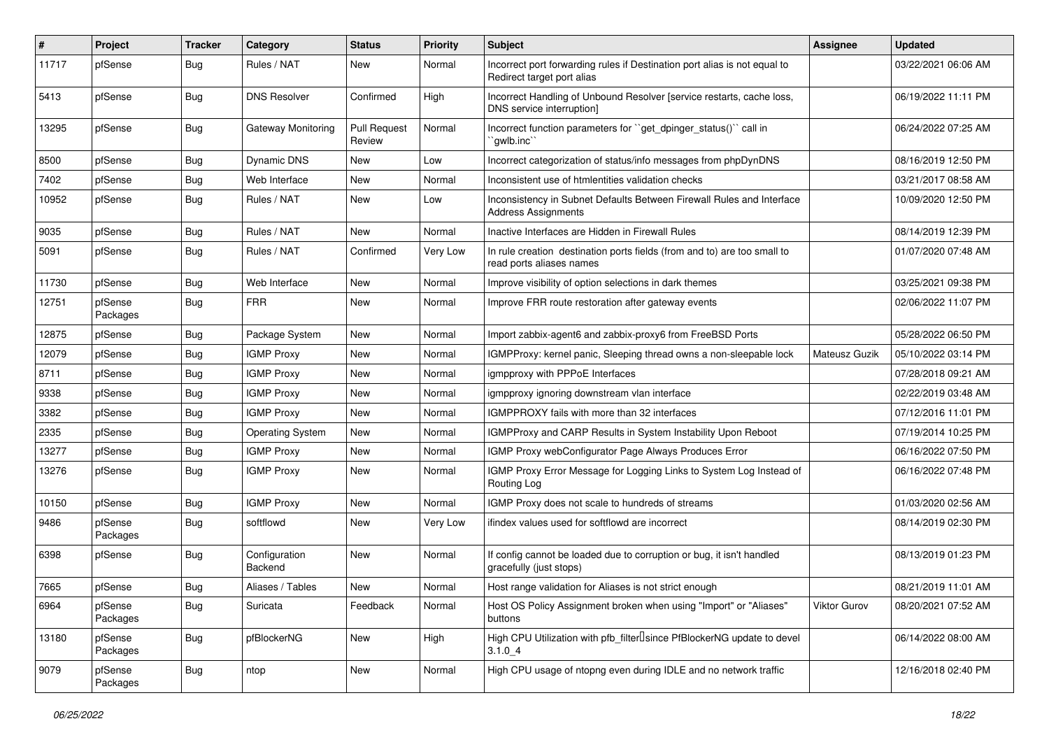| # | Project | Tracker | Category | Status | Priority | Subject | Assignee | Updated |
|---|---|---|---|---|---|---|---|---|
| 11717 | pfSense | Bug | Rules / NAT | New | Normal | Incorrect port forwarding rules if Destination port alias is not equal to Redirect target port alias | | 03/22/2021 06:06 AM |
| 5413 | pfSense | Bug | DNS Resolver | Confirmed | High | Incorrect Handling of Unbound Resolver [service restarts, cache loss, DNS service interruption] | | 06/19/2022 11:11 PM |
| 13295 | pfSense | Bug | Gateway Monitoring | Pull Request Review | Normal | Incorrect function parameters for ``get_dpinger_status()`` call in ``gwlb.inc`` | | 06/24/2022 07:25 AM |
| 8500 | pfSense | Bug | Dynamic DNS | New | Low | Incorrect categorization of status/info messages from phpDynDNS | | 08/16/2019 12:50 PM |
| 7402 | pfSense | Bug | Web Interface | New | Normal | Inconsistent use of htmlentities validation checks | | 03/21/2017 08:58 AM |
| 10952 | pfSense | Bug | Rules / NAT | New | Low | Inconsistency in Subnet Defaults Between Firewall Rules and Interface Address Assignments | | 10/09/2020 12:50 PM |
| 9035 | pfSense | Bug | Rules / NAT | New | Normal | Inactive Interfaces are Hidden in Firewall Rules | | 08/14/2019 12:39 PM |
| 5091 | pfSense | Bug | Rules / NAT | Confirmed | Very Low | In rule creation destination ports fields (from and to) are too small to read ports aliases names | | 01/07/2020 07:48 AM |
| 11730 | pfSense | Bug | Web Interface | New | Normal | Improve visibility of option selections in dark themes | | 03/25/2021 09:38 PM |
| 12751 | pfSense Packages | Bug | FRR | New | Normal | Improve FRR route restoration after gateway events | | 02/06/2022 11:07 PM |
| 12875 | pfSense | Bug | Package System | New | Normal | Import zabbix-agent6 and zabbix-proxy6 from FreeBSD Ports | | 05/28/2022 06:50 PM |
| 12079 | pfSense | Bug | IGMP Proxy | New | Normal | IGMPProxy: kernel panic, Sleeping thread owns a non-sleepable lock | Mateusz Guzik | 05/10/2022 03:14 PM |
| 8711 | pfSense | Bug | IGMP Proxy | New | Normal | igmpproxy with PPPoE Interfaces | | 07/28/2018 09:21 AM |
| 9338 | pfSense | Bug | IGMP Proxy | New | Normal | igmpproxy ignoring downstream vlan interface | | 02/22/2019 03:48 AM |
| 3382 | pfSense | Bug | IGMP Proxy | New | Normal | IGMPPROXY fails with more than 32 interfaces | | 07/12/2016 11:01 PM |
| 2335 | pfSense | Bug | Operating System | New | Normal | IGMPProxy and CARP Results in System Instability Upon Reboot | | 07/19/2014 10:25 PM |
| 13277 | pfSense | Bug | IGMP Proxy | New | Normal | IGMP Proxy webConfigurator Page Always Produces Error | | 06/16/2022 07:50 PM |
| 13276 | pfSense | Bug | IGMP Proxy | New | Normal | IGMP Proxy Error Message for Logging Links to System Log Instead of Routing Log | | 06/16/2022 07:48 PM |
| 10150 | pfSense | Bug | IGMP Proxy | New | Normal | IGMP Proxy does not scale to hundreds of streams | | 01/03/2020 02:56 AM |
| 9486 | pfSense Packages | Bug | softflowd | New | Very Low | ifindex values used for softflowd are incorrect | | 08/14/2019 02:30 PM |
| 6398 | pfSense | Bug | Configuration Backend | New | Normal | If config cannot be loaded due to corruption or bug, it isn't handled gracefully (just stops) | | 08/13/2019 01:23 PM |
| 7665 | pfSense | Bug | Aliases / Tables | New | Normal | Host range validation for Aliases is not strict enough | | 08/21/2019 11:01 AM |
| 6964 | pfSense Packages | Bug | Suricata | Feedback | Normal | Host OS Policy Assignment broken when using "Import" or "Aliases" buttons | Viktor Gurov | 08/20/2021 07:52 AM |
| 13180 | pfSense Packages | Bug | pfBlockerNG | New | High | High CPU Utilization with pfb_filter since PfBlockerNG update to devel 3.1.0_4 | | 06/14/2022 08:00 AM |
| 9079 | pfSense Packages | Bug | ntop | New | Normal | High CPU usage of ntopng even during IDLE and no network traffic | | 12/16/2018 02:40 PM |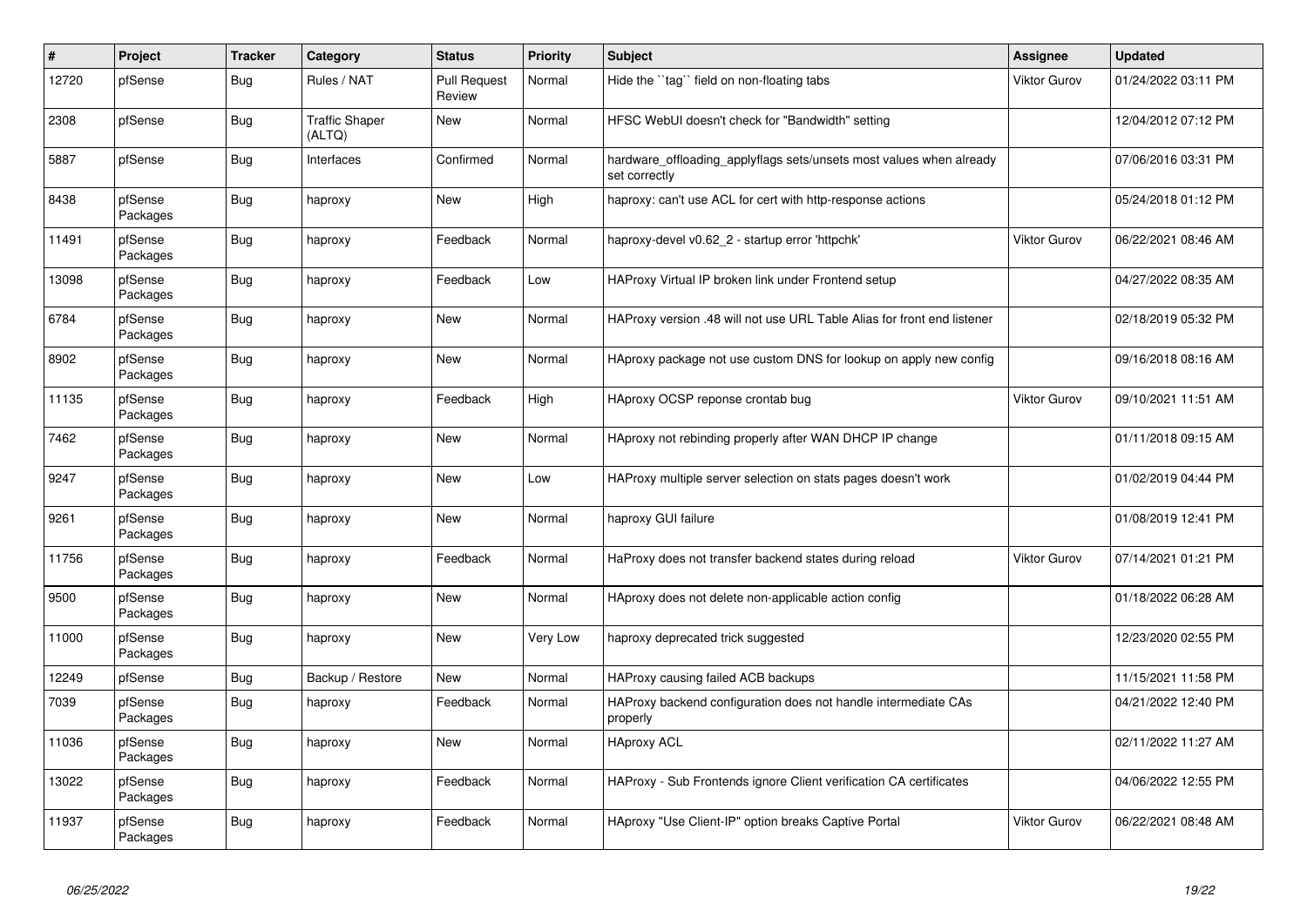| # | Project | Tracker | Category | Status | Priority | Subject | Assignee | Updated |
|---|---|---|---|---|---|---|---|---|
| 12720 | pfSense | Bug | Rules / NAT | Pull Request Review | Normal | Hide the ``tag`` field on non-floating tabs | Viktor Gurov | 01/24/2022 03:11 PM |
| 2308 | pfSense | Bug | Traffic Shaper (ALTQ) | New | Normal | HFSC WebUI doesn't check for "Bandwidth" setting | | 12/04/2012 07:12 PM |
| 5887 | pfSense | Bug | Interfaces | Confirmed | Normal | hardware_offloading_applyflags sets/unsets most values when already set correctly | | 07/06/2016 03:31 PM |
| 8438 | pfSense Packages | Bug | haproxy | New | High | haproxy: can't use ACL for cert with http-response actions | | 05/24/2018 01:12 PM |
| 11491 | pfSense Packages | Bug | haproxy | Feedback | Normal | haproxy-devel v0.62_2 - startup error 'httpchk' | Viktor Gurov | 06/22/2021 08:46 AM |
| 13098 | pfSense Packages | Bug | haproxy | Feedback | Low | HAProxy Virtual IP broken link under Frontend setup | | 04/27/2022 08:35 AM |
| 6784 | pfSense Packages | Bug | haproxy | New | Normal | HAProxy version .48 will not use URL Table Alias for front end listener | | 02/18/2019 05:32 PM |
| 8902 | pfSense Packages | Bug | haproxy | New | Normal | HAproxy package not use custom DNS for lookup on apply new config | | 09/16/2018 08:16 AM |
| 11135 | pfSense Packages | Bug | haproxy | Feedback | High | HAproxy OCSP reponse crontab bug | Viktor Gurov | 09/10/2021 11:51 AM |
| 7462 | pfSense Packages | Bug | haproxy | New | Normal | HAproxy not rebinding properly after WAN DHCP IP change | | 01/11/2018 09:15 AM |
| 9247 | pfSense Packages | Bug | haproxy | New | Low | HAProxy multiple server selection on stats pages doesn't work | | 01/02/2019 04:44 PM |
| 9261 | pfSense Packages | Bug | haproxy | New | Normal | haproxy GUI failure | | 01/08/2019 12:41 PM |
| 11756 | pfSense Packages | Bug | haproxy | Feedback | Normal | HaProxy does not transfer backend states during reload | Viktor Gurov | 07/14/2021 01:21 PM |
| 9500 | pfSense Packages | Bug | haproxy | New | Normal | HAproxy does not delete non-applicable action config | | 01/18/2022 06:28 AM |
| 11000 | pfSense Packages | Bug | haproxy | New | Very Low | haproxy deprecated trick suggested | | 12/23/2020 02:55 PM |
| 12249 | pfSense | Bug | Backup / Restore | New | Normal | HAProxy causing failed ACB backups | | 11/15/2021 11:58 PM |
| 7039 | pfSense Packages | Bug | haproxy | Feedback | Normal | HAProxy backend configuration does not handle intermediate CAs properly | | 04/21/2022 12:40 PM |
| 11036 | pfSense Packages | Bug | haproxy | New | Normal | HAproxy ACL | | 02/11/2022 11:27 AM |
| 13022 | pfSense Packages | Bug | haproxy | Feedback | Normal | HAProxy - Sub Frontends ignore Client verification CA certificates | | 04/06/2022 12:55 PM |
| 11937 | pfSense Packages | Bug | haproxy | Feedback | Normal | HAproxy "Use Client-IP" option breaks Captive Portal | Viktor Gurov | 06/22/2021 08:48 AM |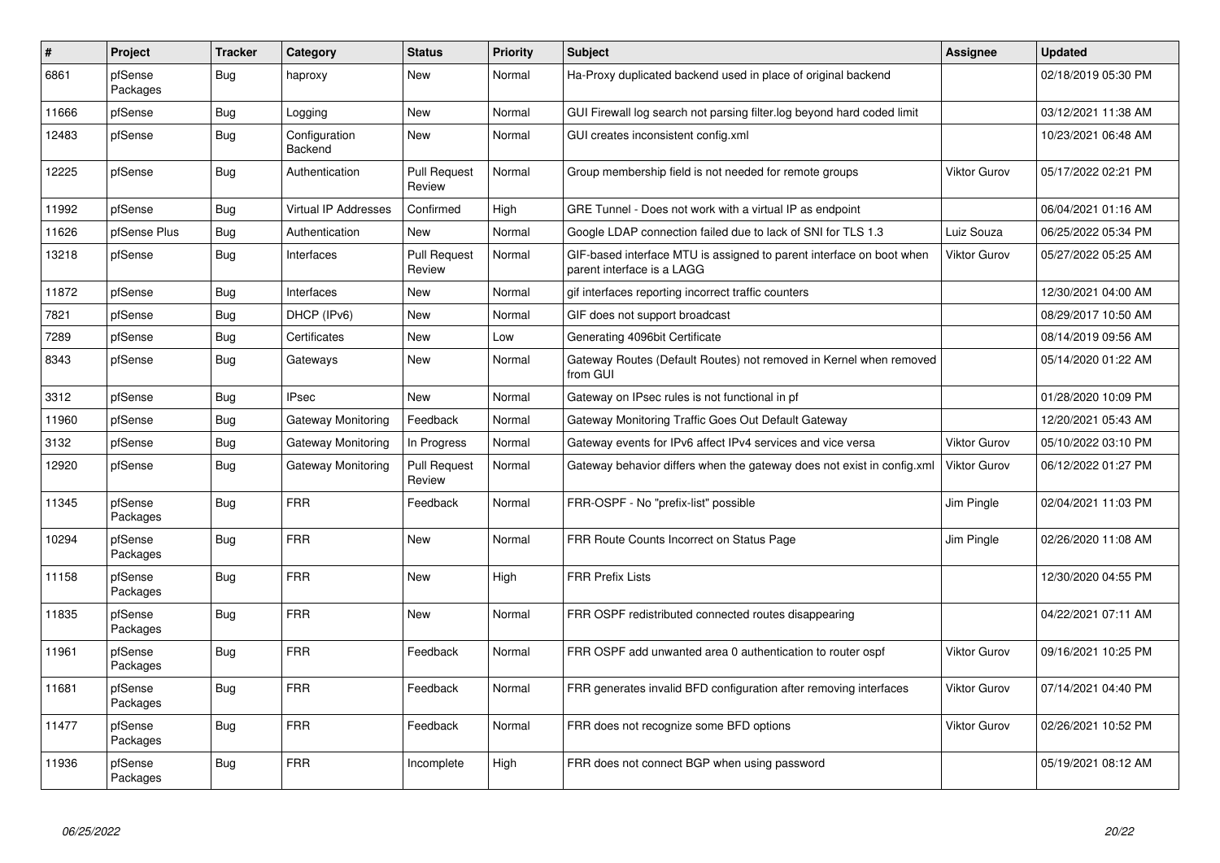| # | Project | Tracker | Category | Status | Priority | Subject | Assignee | Updated |
|---|---|---|---|---|---|---|---|---|
| 6861 | pfSense Packages | Bug | haproxy | New | Normal | Ha-Proxy duplicated backend used in place of original backend | | 02/18/2019 05:30 PM |
| 11666 | pfSense | Bug | Logging | New | Normal | GUI Firewall log search not parsing filter.log beyond hard coded limit | | 03/12/2021 11:38 AM |
| 12483 | pfSense | Bug | Configuration Backend | New | Normal | GUI creates inconsistent config.xml | | 10/23/2021 06:48 AM |
| 12225 | pfSense | Bug | Authentication | Pull Request Review | Normal | Group membership field is not needed for remote groups | Viktor Gurov | 05/17/2022 02:21 PM |
| 11992 | pfSense | Bug | Virtual IP Addresses | Confirmed | High | GRE Tunnel - Does not work with a virtual IP as endpoint | | 06/04/2021 01:16 AM |
| 11626 | pfSense Plus | Bug | Authentication | New | Normal | Google LDAP connection failed due to lack of SNI for TLS 1.3 | Luiz Souza | 06/25/2022 05:34 PM |
| 13218 | pfSense | Bug | Interfaces | Pull Request Review | Normal | GIF-based interface MTU is assigned to parent interface on boot when parent interface is a LAGG | Viktor Gurov | 05/27/2022 05:25 AM |
| 11872 | pfSense | Bug | Interfaces | New | Normal | gif interfaces reporting incorrect traffic counters | | 12/30/2021 04:00 AM |
| 7821 | pfSense | Bug | DHCP (IPv6) | New | Normal | GIF does not support broadcast | | 08/29/2017 10:50 AM |
| 7289 | pfSense | Bug | Certificates | New | Low | Generating 4096bit Certificate | | 08/14/2019 09:56 AM |
| 8343 | pfSense | Bug | Gateways | New | Normal | Gateway Routes (Default Routes) not removed in Kernel when removed from GUI | | 05/14/2020 01:22 AM |
| 3312 | pfSense | Bug | IPsec | New | Normal | Gateway on IPsec rules is not functional in pf | | 01/28/2020 10:09 PM |
| 11960 | pfSense | Bug | Gateway Monitoring | Feedback | Normal | Gateway Monitoring Traffic Goes Out Default Gateway | | 12/20/2021 05:43 AM |
| 3132 | pfSense | Bug | Gateway Monitoring | In Progress | Normal | Gateway events for IPv6 affect IPv4 services and vice versa | Viktor Gurov | 05/10/2022 03:10 PM |
| 12920 | pfSense | Bug | Gateway Monitoring | Pull Request Review | Normal | Gateway behavior differs when the gateway does not exist in config.xml | Viktor Gurov | 06/12/2022 01:27 PM |
| 11345 | pfSense Packages | Bug | FRR | Feedback | Normal | FRR-OSPF - No "prefix-list" possible | Jim Pingle | 02/04/2021 11:03 PM |
| 10294 | pfSense Packages | Bug | FRR | New | Normal | FRR Route Counts Incorrect on Status Page | Jim Pingle | 02/26/2020 11:08 AM |
| 11158 | pfSense Packages | Bug | FRR | New | High | FRR Prefix Lists | | 12/30/2020 04:55 PM |
| 11835 | pfSense Packages | Bug | FRR | New | Normal | FRR OSPF redistributed connected routes disappearing | | 04/22/2021 07:11 AM |
| 11961 | pfSense Packages | Bug | FRR | Feedback | Normal | FRR OSPF add unwanted area 0 authentication to router ospf | Viktor Gurov | 09/16/2021 10:25 PM |
| 11681 | pfSense Packages | Bug | FRR | Feedback | Normal | FRR generates invalid BFD configuration after removing interfaces | Viktor Gurov | 07/14/2021 04:40 PM |
| 11477 | pfSense Packages | Bug | FRR | Feedback | Normal | FRR does not recognize some BFD options | Viktor Gurov | 02/26/2021 10:52 PM |
| 11936 | pfSense Packages | Bug | FRR | Incomplete | High | FRR does not connect BGP when using password | | 05/19/2021 08:12 AM |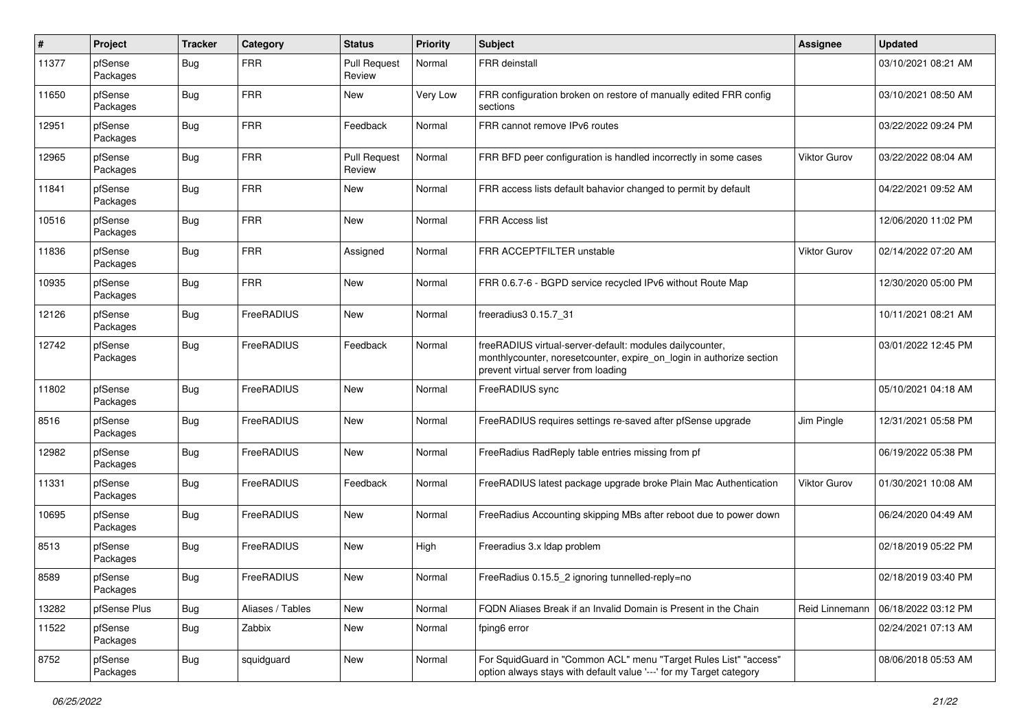| # | Project | Tracker | Category | Status | Priority | Subject | Assignee | Updated |
|---|---|---|---|---|---|---|---|---|
| 11377 | pfSense Packages | Bug | FRR | Pull Request Review | Normal | FRR deinstall | | 03/10/2021 08:21 AM |
| 11650 | pfSense Packages | Bug | FRR | New | Very Low | FRR configuration broken on restore of manually edited FRR config sections | | 03/10/2021 08:50 AM |
| 12951 | pfSense Packages | Bug | FRR | Feedback | Normal | FRR cannot remove IPv6 routes | | 03/22/2022 09:24 PM |
| 12965 | pfSense Packages | Bug | FRR | Pull Request Review | Normal | FRR BFD peer configuration is handled incorrectly in some cases | Viktor Gurov | 03/22/2022 08:04 AM |
| 11841 | pfSense Packages | Bug | FRR | New | Normal | FRR access lists default bahavior changed to permit by default | | 04/22/2021 09:52 AM |
| 10516 | pfSense Packages | Bug | FRR | New | Normal | FRR Access list | | 12/06/2020 11:02 PM |
| 11836 | pfSense Packages | Bug | FRR | Assigned | Normal | FRR ACCEPTFILTER unstable | Viktor Gurov | 02/14/2022 07:20 AM |
| 10935 | pfSense Packages | Bug | FRR | New | Normal | FRR 0.6.7-6 - BGPD service recycled IPv6 without Route Map | | 12/30/2020 05:00 PM |
| 12126 | pfSense Packages | Bug | FreeRADIUS | New | Normal | freeradius3 0.15.7_31 | | 10/11/2021 08:21 AM |
| 12742 | pfSense Packages | Bug | FreeRADIUS | Feedback | Normal | freeRADIUS virtual-server-default: modules dailycounter, monthlycounter, noresetcounter, expire_on_login in authorize section prevent virtual server from loading | | 03/01/2022 12:45 PM |
| 11802 | pfSense Packages | Bug | FreeRADIUS | New | Normal | FreeRADIUS sync | | 05/10/2021 04:18 AM |
| 8516 | pfSense Packages | Bug | FreeRADIUS | New | Normal | FreeRADIUS requires settings re-saved after pfSense upgrade | Jim Pingle | 12/31/2021 05:58 PM |
| 12982 | pfSense Packages | Bug | FreeRADIUS | New | Normal | FreeRadius RadReply table entries missing from pf | | 06/19/2022 05:38 PM |
| 11331 | pfSense Packages | Bug | FreeRADIUS | Feedback | Normal | FreeRADIUS latest package upgrade broke Plain Mac Authentication | Viktor Gurov | 01/30/2021 10:08 AM |
| 10695 | pfSense Packages | Bug | FreeRADIUS | New | Normal | FreeRadius Accounting skipping MBs after reboot due to power down | | 06/24/2020 04:49 AM |
| 8513 | pfSense Packages | Bug | FreeRADIUS | New | High | Freeradius 3.x ldap problem | | 02/18/2019 05:22 PM |
| 8589 | pfSense Packages | Bug | FreeRADIUS | New | Normal | FreeRadius 0.15.5_2 ignoring tunnelled-reply=no | | 02/18/2019 03:40 PM |
| 13282 | pfSense Plus | Bug | Aliases / Tables | New | Normal | FQDN Aliases Break if an Invalid Domain is Present in the Chain | Reid Linnemann | 06/18/2022 03:12 PM |
| 11522 | pfSense Packages | Bug | Zabbix | New | Normal | fping6 error | | 02/24/2021 07:13 AM |
| 8752 | pfSense Packages | Bug | squidguard | New | Normal | For SquidGuard in "Common ACL" menu "Target Rules List" "access" option always stays with default value '---' for my Target category | | 08/06/2018 05:53 AM |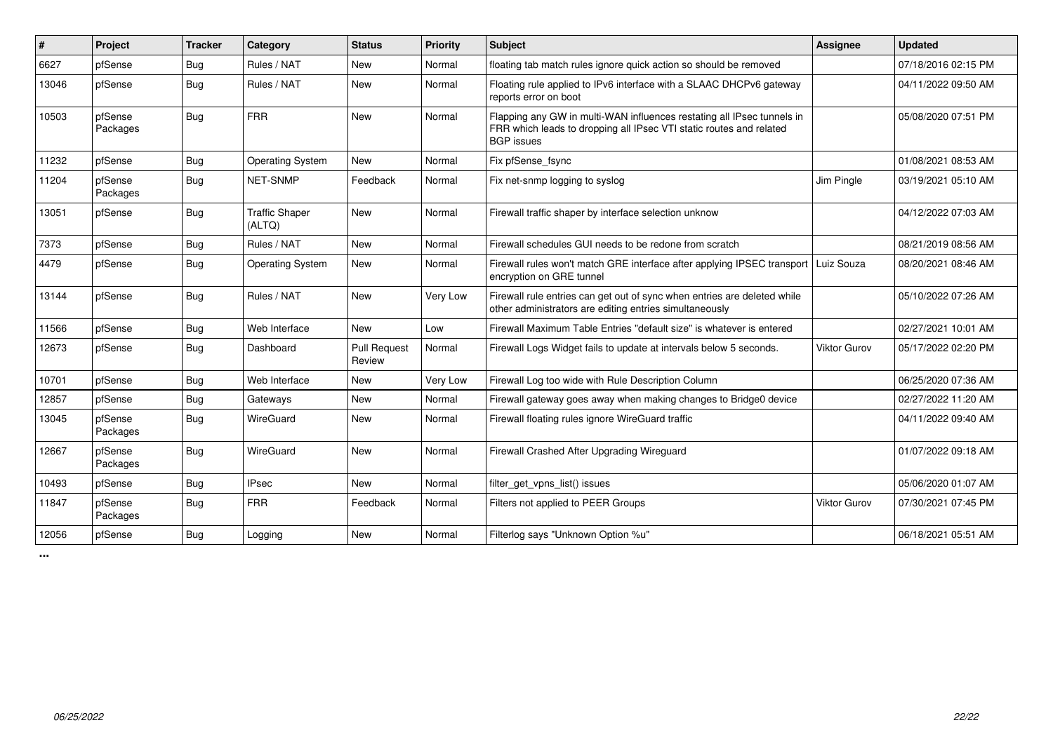| # | Project | Tracker | Category | Status | Priority | Subject | Assignee | Updated |
|---|---|---|---|---|---|---|---|---|
| 6627 | pfSense | Bug | Rules / NAT | New | Normal | floating tab match rules ignore quick action so should be removed | | 07/18/2016 02:15 PM |
| 13046 | pfSense | Bug | Rules / NAT | New | Normal | Floating rule applied to IPv6 interface with a SLAAC DHCPv6 gateway reports error on boot | | 04/11/2022 09:50 AM |
| 10503 | pfSense Packages | Bug | FRR | New | Normal | Flapping any GW in multi-WAN influences restating all IPsec tunnels in FRR which leads to dropping all IPsec VTI static routes and related BGP issues | | 05/08/2020 07:51 PM |
| 11232 | pfSense | Bug | Operating System | New | Normal | Fix pfSense_fsync | | 01/08/2021 08:53 AM |
| 11204 | pfSense Packages | Bug | NET-SNMP | Feedback | Normal | Fix net-snmp logging to syslog | Jim Pingle | 03/19/2021 05:10 AM |
| 13051 | pfSense | Bug | Traffic Shaper (ALTQ) | New | Normal | Firewall traffic shaper by interface selection unknow | | 04/12/2022 07:03 AM |
| 7373 | pfSense | Bug | Rules / NAT | New | Normal | Firewall schedules GUI needs to be redone from scratch | | 08/21/2019 08:56 AM |
| 4479 | pfSense | Bug | Operating System | New | Normal | Firewall rules won't match GRE interface after applying IPSEC transport encryption on GRE tunnel | Luiz Souza | 08/20/2021 08:46 AM |
| 13144 | pfSense | Bug | Rules / NAT | New | Very Low | Firewall rule entries can get out of sync when entries are deleted while other administrators are editing entries simultaneously | | 05/10/2022 07:26 AM |
| 11566 | pfSense | Bug | Web Interface | New | Low | Firewall Maximum Table Entries "default size" is whatever is entered | | 02/27/2021 10:01 AM |
| 12673 | pfSense | Bug | Dashboard | Pull Request Review | Normal | Firewall Logs Widget fails to update at intervals below 5 seconds. | Viktor Gurov | 05/17/2022 02:20 PM |
| 10701 | pfSense | Bug | Web Interface | New | Very Low | Firewall Log too wide with Rule Description Column | | 06/25/2020 07:36 AM |
| 12857 | pfSense | Bug | Gateways | New | Normal | Firewall gateway goes away when making changes to Bridge0 device | | 02/27/2022 11:20 AM |
| 13045 | pfSense Packages | Bug | WireGuard | New | Normal | Firewall floating rules ignore WireGuard traffic | | 04/11/2022 09:40 AM |
| 12667 | pfSense Packages | Bug | WireGuard | New | Normal | Firewall Crashed After Upgrading Wireguard | | 01/07/2022 09:18 AM |
| 10493 | pfSense | Bug | IPsec | New | Normal | filter_get_vpns_list() issues | | 05/06/2020 01:07 AM |
| 11847 | pfSense Packages | Bug | FRR | Feedback | Normal | Filters not applied to PEER Groups | Viktor Gurov | 07/30/2021 07:45 PM |
| 12056 | pfSense | Bug | Logging | New | Normal | Filterlog says "Unknown Option %u" | | 06/18/2021 05:51 AM |

...